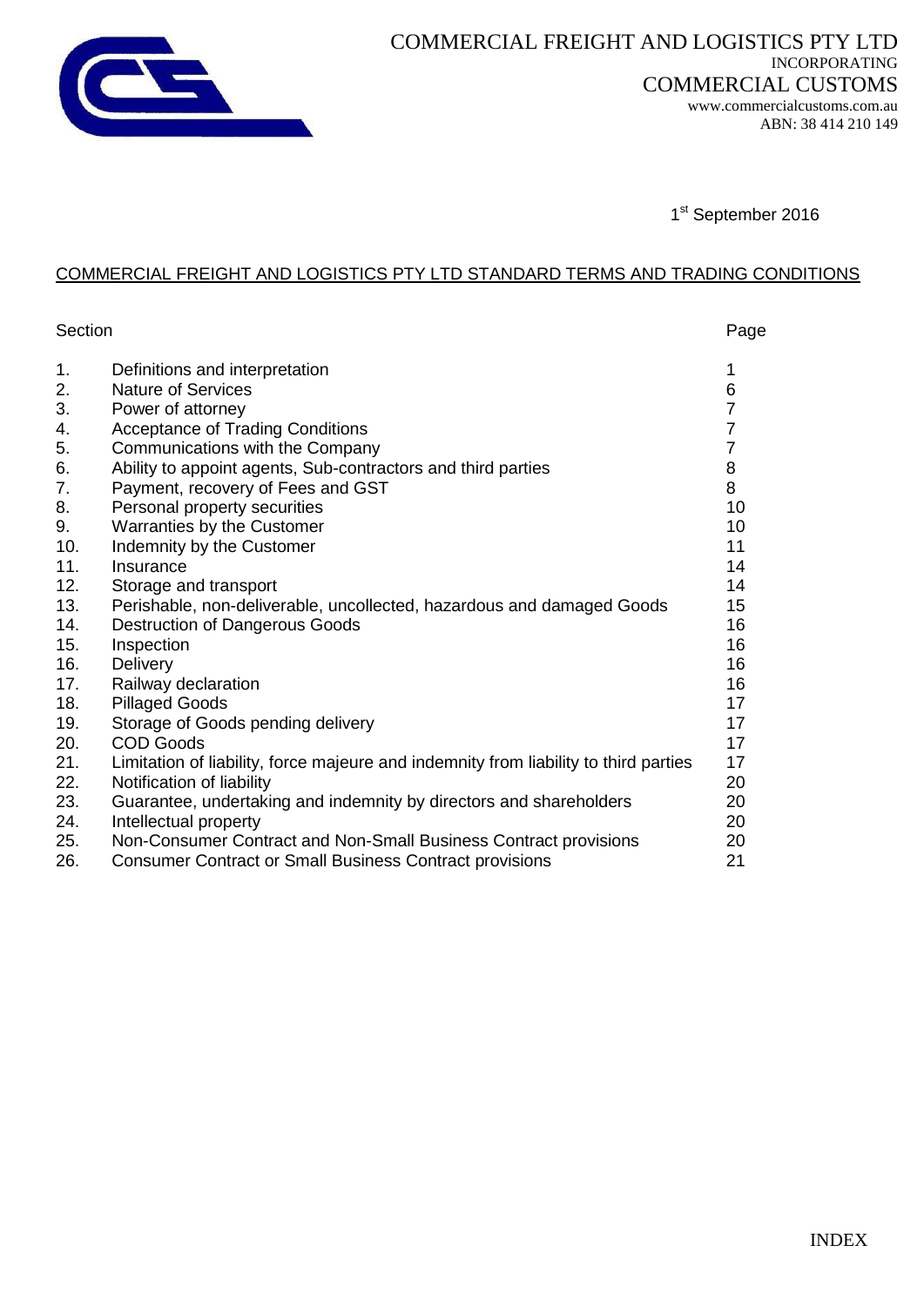COMMERCIAL FREIGHT AND LOGISTICS PTY LTD
INCORPORATING
COMMERCIAL CUSTOMS
www.commercialcustoms.com.au
ABN: 38 414 210 149

1st September 2016

## COMMERCIAL FREIGHT AND LOGISTICS PTY LTD STANDARD TERMS AND TRADING CONDITIONS

| Section | | Page |
|---|---|---|
| 1. | Definitions and interpretation | 1 |
| 2. | Nature of Services | 6 |
| 3. | Power of attorney | 7 |
| 4. | Acceptance of Trading Conditions | 7 |
| 5. | Communications with the Company | 7 |
| 6. | Ability to appoint agents, Sub-contractors and third parties | 8 |
| 7. | Payment, recovery of Fees and GST | 8 |
| 8. | Personal property securities | 10 |
| 9. | Warranties by the Customer | 10 |
| 10. | Indemnity by the Customer | 11 |
| 11. | Insurance | 14 |
| 12. | Storage and transport | 14 |
| 13. | Perishable, non-deliverable, uncollected, hazardous and damaged Goods | 15 |
| 14. | Destruction of Dangerous Goods | 16 |
| 15. | Inspection | 16 |
| 16. | Delivery | 16 |
| 17. | Railway declaration | 16 |
| 18. | Pillaged Goods | 17 |
| 19. | Storage of Goods pending delivery | 17 |
| 20. | COD Goods | 17 |
| 21. | Limitation of liability, force majeure and indemnity from liability to third parties | 17 |
| 22. | Notification of liability | 20 |
| 23. | Guarantee, undertaking and indemnity by directors and shareholders | 20 |
| 24. | Intellectual property | 20 |
| 25. | Non-Consumer Contract and Non-Small Business Contract provisions | 20 |
| 26. | Consumer Contract or Small Business Contract provisions | 21 |

INDEX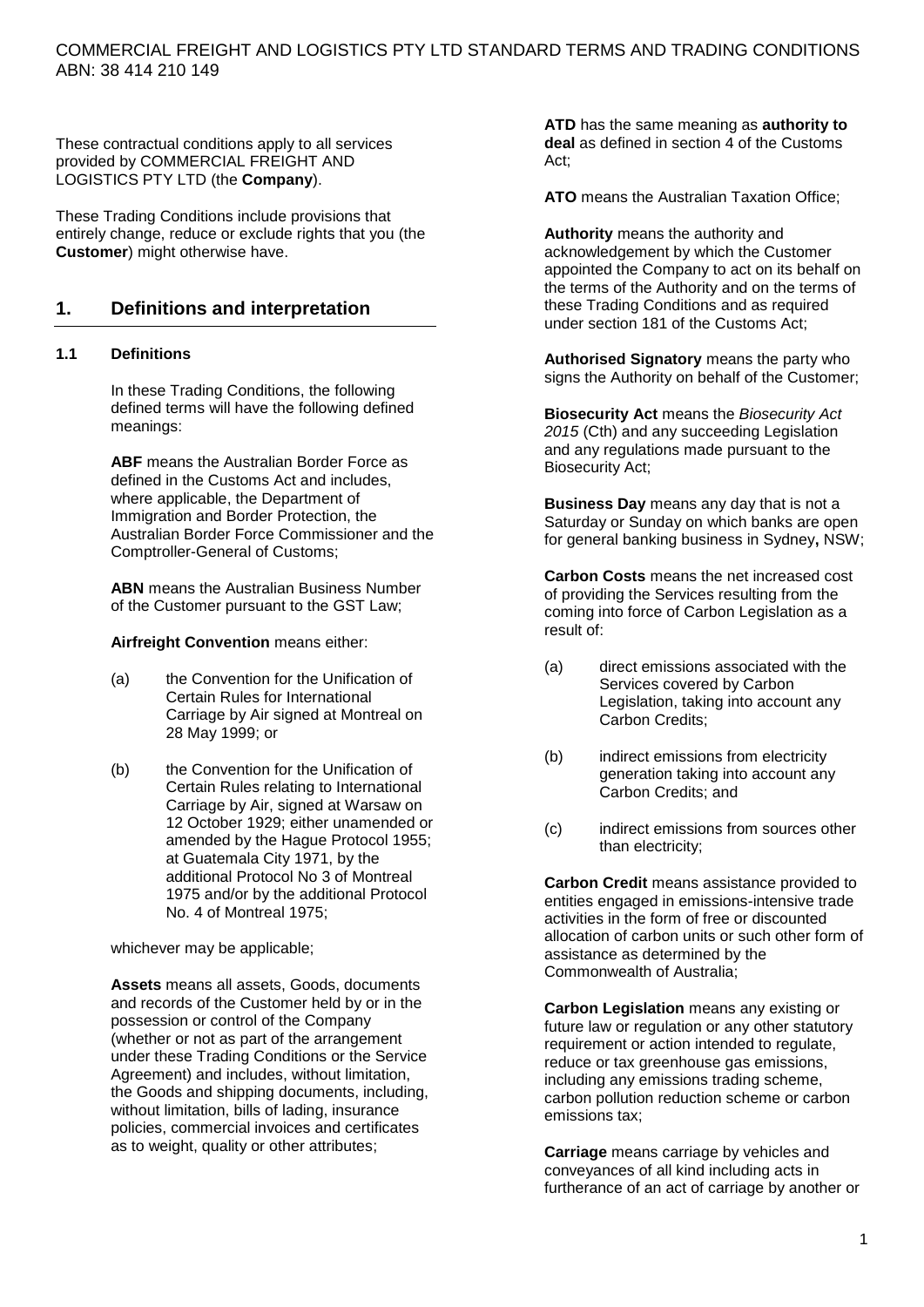These contractual conditions apply to all services provided by COMMERCIAL FREIGHT AND LOGISTICS PTY LTD (the **Company**).

These Trading Conditions include provisions that entirely change, reduce or exclude rights that you (the **Customer**) might otherwise have.

## 1. Definitions and interpretation

### 1.1 Definitions

In these Trading Conditions, the following defined terms will have the following defined meanings:

**ABF** means the Australian Border Force as defined in the Customs Act and includes, where applicable, the Department of Immigration and Border Protection, the Australian Border Force Commissioner and the Comptroller-General of Customs;

**ABN** means the Australian Business Number of the Customer pursuant to the GST Law;

**Airfreight Convention** means either:

(a) the Convention for the Unification of Certain Rules for International Carriage by Air signed at Montreal on 28 May 1999; or

(b) the Convention for the Unification of Certain Rules relating to International Carriage by Air, signed at Warsaw on 12 October 1929; either unamended or amended by the Hague Protocol 1955; at Guatemala City 1971, by the additional Protocol No 3 of Montreal 1975 and/or by the additional Protocol No. 4 of Montreal 1975;

whichever may be applicable;

**Assets** means all assets, Goods, documents and records of the Customer held by or in the possession or control of the Company (whether or not as part of the arrangement under these Trading Conditions or the Service Agreement) and includes, without limitation, the Goods and shipping documents, including, without limitation, bills of lading, insurance policies, commercial invoices and certificates as to weight, quality or other attributes;

**ATD** has the same meaning as **authority to deal** as defined in section 4 of the Customs Act;

**ATO** means the Australian Taxation Office;

**Authority** means the authority and acknowledgement by which the Customer appointed the Company to act on its behalf on the terms of the Authority and on the terms of these Trading Conditions and as required under section 181 of the Customs Act;

**Authorised Signatory** means the party who signs the Authority on behalf of the Customer;

**Biosecurity Act** means the *Biosecurity Act 2015* (Cth) and any succeeding Legislation and any regulations made pursuant to the Biosecurity Act;

**Business Day** means any day that is not a Saturday or Sunday on which banks are open for general banking business in Sydney**,** NSW;

**Carbon Costs** means the net increased cost of providing the Services resulting from the coming into force of Carbon Legislation as a result of:

(a) direct emissions associated with the Services covered by Carbon Legislation, taking into account any Carbon Credits;

(b) indirect emissions from electricity generation taking into account any Carbon Credits; and

(c) indirect emissions from sources other than electricity;

**Carbon Credit** means assistance provided to entities engaged in emissions-intensive trade activities in the form of free or discounted allocation of carbon units or such other form of assistance as determined by the Commonwealth of Australia;

**Carbon Legislation** means any existing or future law or regulation or any other statutory requirement or action intended to regulate, reduce or tax greenhouse gas emissions, including any emissions trading scheme, carbon pollution reduction scheme or carbon emissions tax;

**Carriage** means carriage by vehicles and conveyances of all kind including acts in furtherance of an act of carriage by another or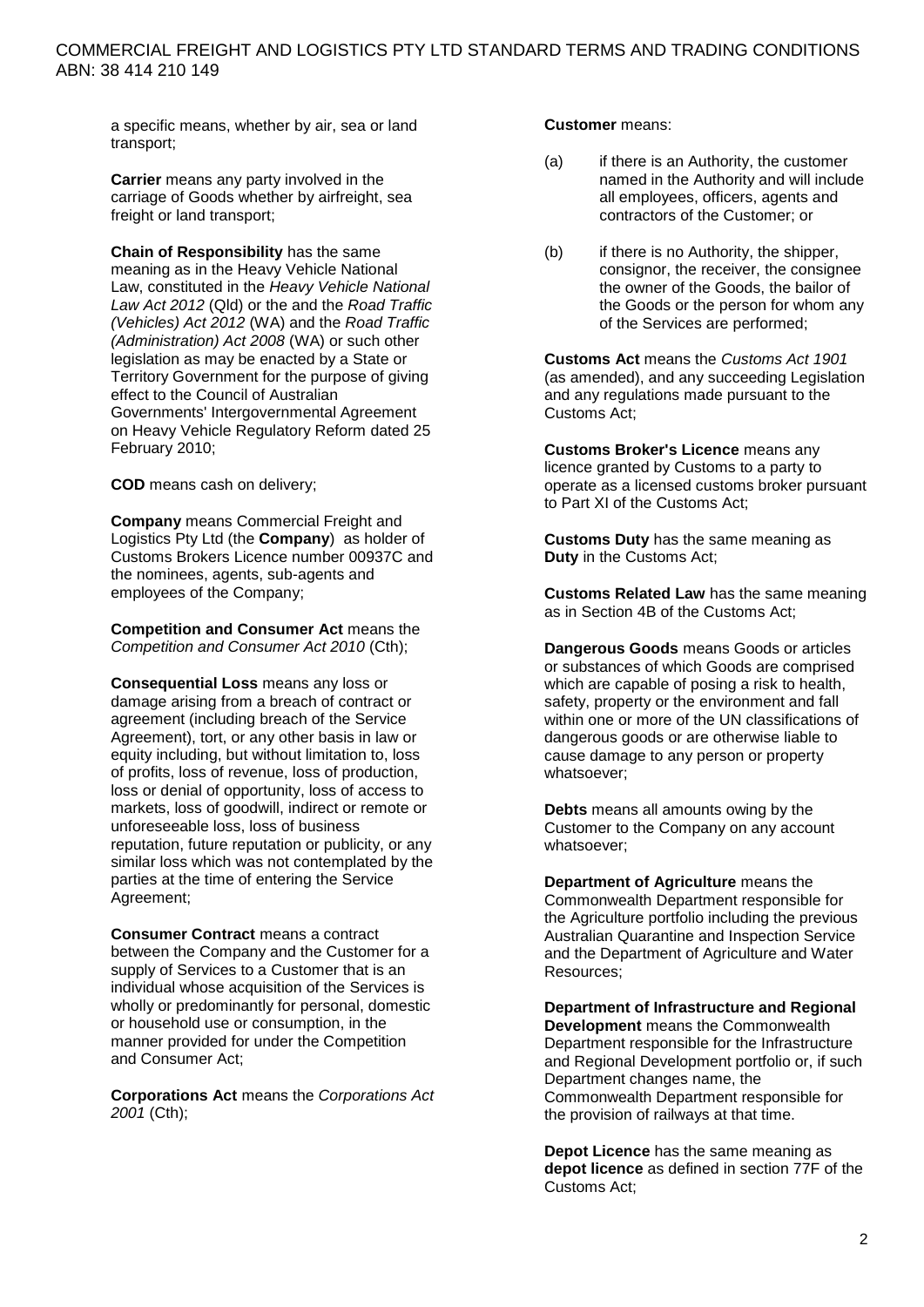a specific means, whether by air, sea or land transport;

**Carrier** means any party involved in the carriage of Goods whether by airfreight, sea freight or land transport;

**Chain of Responsibility** has the same meaning as in the Heavy Vehicle National Law, constituted in the *Heavy Vehicle National Law Act 2012* (Qld) or the and the *Road Traffic (Vehicles) Act 2012* (WA) and the *Road Traffic (Administration) Act 2008* (WA) or such other legislation as may be enacted by a State or Territory Government for the purpose of giving effect to the Council of Australian Governments' Intergovernmental Agreement on Heavy Vehicle Regulatory Reform dated 25 February 2010;

**COD** means cash on delivery;

**Company** means Commercial Freight and Logistics Pty Ltd (the **Company**) as holder of Customs Brokers Licence number 00937C and the nominees, agents, sub-agents and employees of the Company;

**Competition and Consumer Act** means the *Competition and Consumer Act 2010* (Cth);

**Consequential Loss** means any loss or damage arising from a breach of contract or agreement (including breach of the Service Agreement), tort, or any other basis in law or equity including, but without limitation to, loss of profits, loss of revenue, loss of production, loss or denial of opportunity, loss of access to markets, loss of goodwill, indirect or remote or unforeseeable loss, loss of business reputation, future reputation or publicity, or any similar loss which was not contemplated by the parties at the time of entering the Service Agreement;

**Consumer Contract** means a contract between the Company and the Customer for a supply of Services to a Customer that is an individual whose acquisition of the Services is wholly or predominantly for personal, domestic or household use or consumption, in the manner provided for under the Competition and Consumer Act;

**Corporations Act** means the *Corporations Act 2001* (Cth);

**Customer** means:

(a) if there is an Authority, the customer named in the Authority and will include all employees, officers, agents and contractors of the Customer; or

(b) if there is no Authority, the shipper, consignor, the receiver, the consignee the owner of the Goods, the bailor of the Goods or the person for whom any of the Services are performed;

**Customs Act** means the *Customs Act 1901* (as amended), and any succeeding Legislation and any regulations made pursuant to the Customs Act;

**Customs Broker's Licence** means any licence granted by Customs to a party to operate as a licensed customs broker pursuant to Part XI of the Customs Act;

**Customs Duty** has the same meaning as **Duty** in the Customs Act;

**Customs Related Law** has the same meaning as in Section 4B of the Customs Act;

**Dangerous Goods** means Goods or articles or substances of which Goods are comprised which are capable of posing a risk to health, safety, property or the environment and fall within one or more of the UN classifications of dangerous goods or are otherwise liable to cause damage to any person or property whatsoever;

**Debts** means all amounts owing by the Customer to the Company on any account whatsoever;

**Department of Agriculture** means the Commonwealth Department responsible for the Agriculture portfolio including the previous Australian Quarantine and Inspection Service and the Department of Agriculture and Water Resources;

**Department of Infrastructure and Regional Development** means the Commonwealth Department responsible for the Infrastructure and Regional Development portfolio or, if such Department changes name, the Commonwealth Department responsible for the provision of railways at that time.

**Depot Licence** has the same meaning as **depot licence** as defined in section 77F of the Customs Act;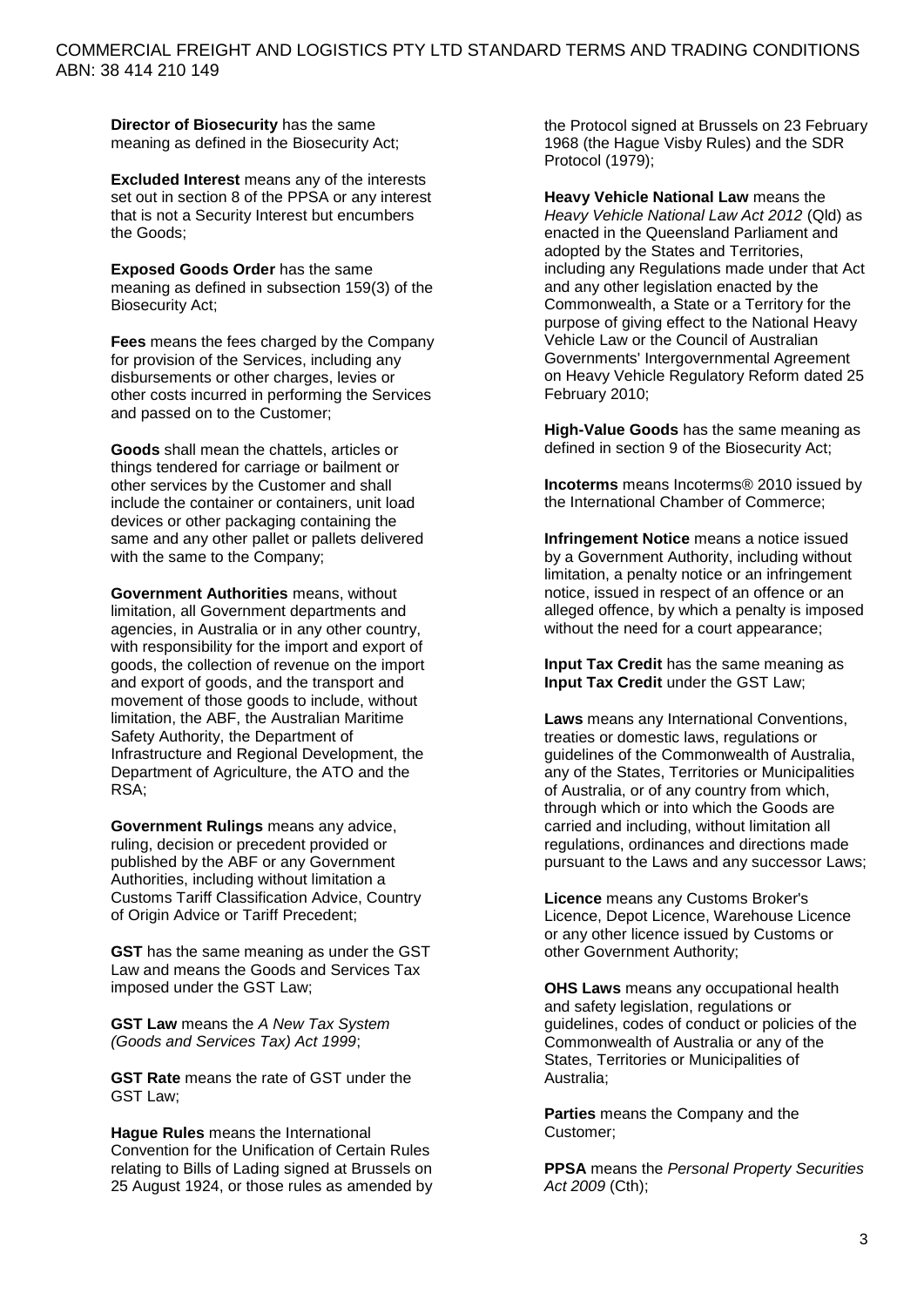**Director of Biosecurity** has the same meaning as defined in the Biosecurity Act;

**Excluded Interest** means any of the interests set out in section 8 of the PPSA or any interest that is not a Security Interest but encumbers the Goods;

**Exposed Goods Order** has the same meaning as defined in subsection 159(3) of the Biosecurity Act;

**Fees** means the fees charged by the Company for provision of the Services, including any disbursements or other charges, levies or other costs incurred in performing the Services and passed on to the Customer;

**Goods** shall mean the chattels, articles or things tendered for carriage or bailment or other services by the Customer and shall include the container or containers, unit load devices or other packaging containing the same and any other pallet or pallets delivered with the same to the Company;

**Government Authorities** means, without limitation, all Government departments and agencies, in Australia or in any other country, with responsibility for the import and export of goods, the collection of revenue on the import and export of goods, and the transport and movement of those goods to include, without limitation, the ABF, the Australian Maritime Safety Authority, the Department of Infrastructure and Regional Development, the Department of Agriculture, the ATO and the RSA;

**Government Rulings** means any advice, ruling, decision or precedent provided or published by the ABF or any Government Authorities, including without limitation a Customs Tariff Classification Advice, Country of Origin Advice or Tariff Precedent;

**GST** has the same meaning as under the GST Law and means the Goods and Services Tax imposed under the GST Law;

**GST Law** means the *A New Tax System (Goods and Services Tax) Act 1999*;

**GST Rate** means the rate of GST under the GST Law;

**Hague Rules** means the International Convention for the Unification of Certain Rules relating to Bills of Lading signed at Brussels on 25 August 1924, or those rules as amended by the Protocol signed at Brussels on 23 February 1968 (the Hague Visby Rules) and the SDR Protocol (1979);

**Heavy Vehicle National Law** means the *Heavy Vehicle National Law Act 2012* (Qld) as enacted in the Queensland Parliament and adopted by the States and Territories, including any Regulations made under that Act and any other legislation enacted by the Commonwealth, a State or a Territory for the purpose of giving effect to the National Heavy Vehicle Law or the Council of Australian Governments' Intergovernmental Agreement on Heavy Vehicle Regulatory Reform dated 25 February 2010;

**High-Value Goods** has the same meaning as defined in section 9 of the Biosecurity Act;

**Incoterms** means Incoterms® 2010 issued by the International Chamber of Commerce;

**Infringement Notice** means a notice issued by a Government Authority, including without limitation, a penalty notice or an infringement notice, issued in respect of an offence or an alleged offence, by which a penalty is imposed without the need for a court appearance;

**Input Tax Credit** has the same meaning as **Input Tax Credit** under the GST Law;

**Laws** means any International Conventions, treaties or domestic laws, regulations or guidelines of the Commonwealth of Australia, any of the States, Territories or Municipalities of Australia, or of any country from which, through which or into which the Goods are carried and including, without limitation all regulations, ordinances and directions made pursuant to the Laws and any successor Laws;

**Licence** means any Customs Broker's Licence, Depot Licence, Warehouse Licence or any other licence issued by Customs or other Government Authority;

**OHS Laws** means any occupational health and safety legislation, regulations or guidelines, codes of conduct or policies of the Commonwealth of Australia or any of the States, Territories or Municipalities of Australia;

**Parties** means the Company and the Customer;

**PPSA** means the *Personal Property Securities Act 2009* (Cth);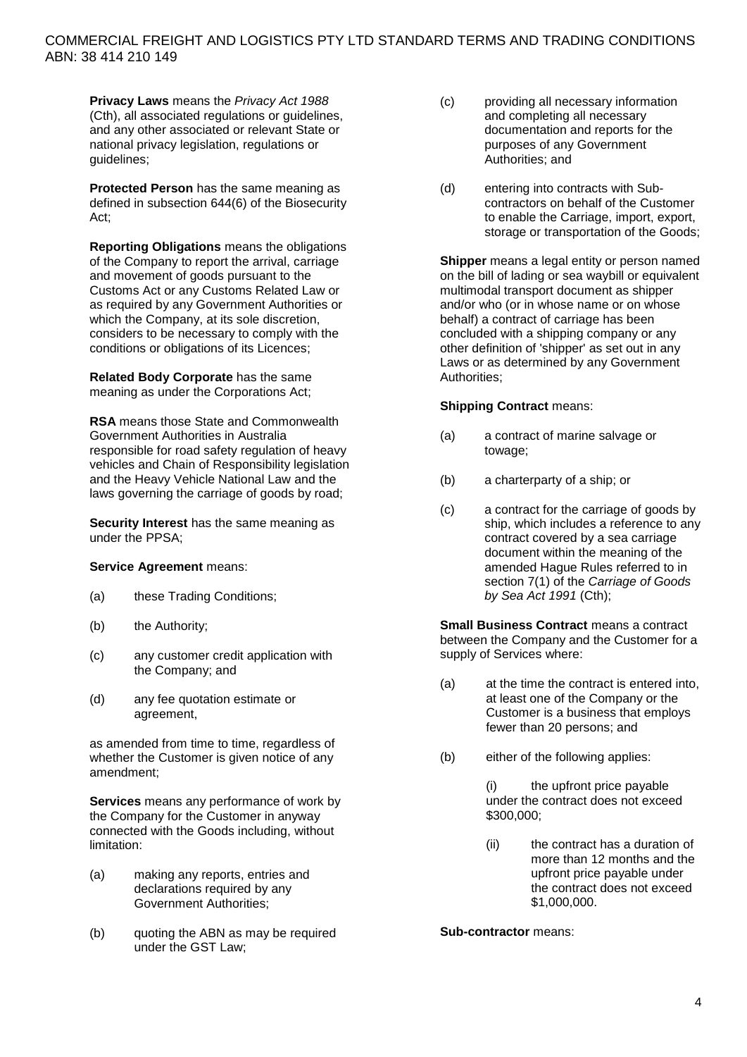**Privacy Laws** means the *Privacy Act 1988* (Cth), all associated regulations or guidelines, and any other associated or relevant State or national privacy legislation, regulations or guidelines;

**Protected Person** has the same meaning as defined in subsection 644(6) of the Biosecurity Act;

**Reporting Obligations** means the obligations of the Company to report the arrival, carriage and movement of goods pursuant to the Customs Act or any Customs Related Law or as required by any Government Authorities or which the Company, at its sole discretion, considers to be necessary to comply with the conditions or obligations of its Licences;

**Related Body Corporate** has the same meaning as under the Corporations Act;

**RSA** means those State and Commonwealth Government Authorities in Australia responsible for road safety regulation of heavy vehicles and Chain of Responsibility legislation and the Heavy Vehicle National Law and the laws governing the carriage of goods by road;

**Security Interest** has the same meaning as under the PPSA;

**Service Agreement** means:

(a) these Trading Conditions;

(b) the Authority;

(c) any customer credit application with the Company; and

(d) any fee quotation estimate or agreement,

as amended from time to time, regardless of whether the Customer is given notice of any amendment;

**Services** means any performance of work by the Company for the Customer in anyway connected with the Goods including, without limitation:

(a) making any reports, entries and declarations required by any Government Authorities;

(b) quoting the ABN as may be required under the GST Law;

(c) providing all necessary information and completing all necessary documentation and reports for the purposes of any Government Authorities; and

(d) entering into contracts with Sub-contractors on behalf of the Customer to enable the Carriage, import, export, storage or transportation of the Goods;

**Shipper** means a legal entity or person named on the bill of lading or sea waybill or equivalent multimodal transport document as shipper and/or who (or in whose name or on whose behalf) a contract of carriage has been concluded with a shipping company or any other definition of 'shipper' as set out in any Laws or as determined by any Government Authorities;

**Shipping Contract** means:

(a) a contract of marine salvage or towage;

(b) a charterparty of a ship; or

(c) a contract for the carriage of goods by ship, which includes a reference to any contract covered by a sea carriage document within the meaning of the amended Hague Rules referred to in section 7(1) of the *Carriage of Goods by Sea Act 1991* (Cth);

**Small Business Contract** means a contract between the Company and the Customer for a supply of Services where:

(a) at the time the contract is entered into, at least one of the Company or the Customer is a business that employs fewer than 20 persons; and

(b) either of the following applies:

(i) the upfront price payable under the contract does not exceed $300,000;

(ii) the contract has a duration of more than 12 months and the upfront price payable under the contract does not exceed $1,000,000.

**Sub-contractor** means: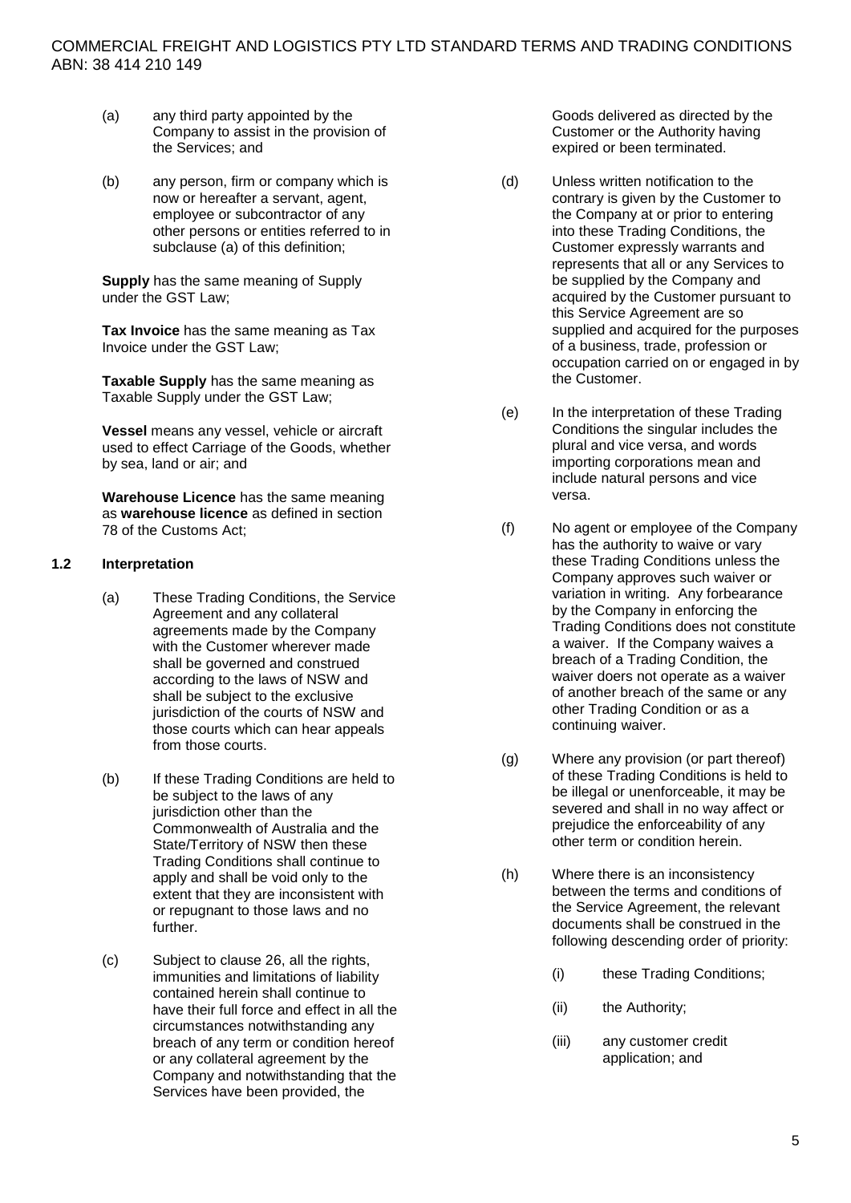(a) any third party appointed by the Company to assist in the provision of the Services; and

(b) any person, firm or company which is now or hereafter a servant, agent, employee or subcontractor of any other persons or entities referred to in subclause (a) of this definition;

**Supply** has the same meaning of Supply under the GST Law;

**Tax Invoice** has the same meaning as Tax Invoice under the GST Law;

**Taxable Supply** has the same meaning as Taxable Supply under the GST Law;

**Vessel** means any vessel, vehicle or aircraft used to effect Carriage of the Goods, whether by sea, land or air; and

**Warehouse Licence** has the same meaning as **warehouse licence** as defined in section 78 of the Customs Act;

### 1.2 Interpretation

(a) These Trading Conditions, the Service Agreement and any collateral agreements made by the Company with the Customer wherever made shall be governed and construed according to the laws of NSW and shall be subject to the exclusive jurisdiction of the courts of NSW and those courts which can hear appeals from those courts.

(b) If these Trading Conditions are held to be subject to the laws of any jurisdiction other than the Commonwealth of Australia and the State/Territory of NSW then these Trading Conditions shall continue to apply and shall be void only to the extent that they are inconsistent with or repugnant to those laws and no further.

(c) Subject to clause 26, all the rights, immunities and limitations of liability contained herein shall continue to have their full force and effect in all the circumstances notwithstanding any breach of any term or condition hereof or any collateral agreement by the Company and notwithstanding that the Services have been provided, the Goods delivered as directed by the Customer or the Authority having expired or been terminated.

(d) Unless written notification to the contrary is given by the Customer to the Company at or prior to entering into these Trading Conditions, the Customer expressly warrants and represents that all or any Services to be supplied by the Company and acquired by the Customer pursuant to this Service Agreement are so supplied and acquired for the purposes of a business, trade, profession or occupation carried on or engaged in by the Customer.

(e) In the interpretation of these Trading Conditions the singular includes the plural and vice versa, and words importing corporations mean and include natural persons and vice versa.

(f) No agent or employee of the Company has the authority to waive or vary these Trading Conditions unless the Company approves such waiver or variation in writing. Any forbearance by the Company in enforcing the Trading Conditions does not constitute a waiver. If the Company waives a breach of a Trading Condition, the waiver doers not operate as a waiver of another breach of the same or any other Trading Condition or as a continuing waiver.

(g) Where any provision (or part thereof) of these Trading Conditions is held to be illegal or unenforceable, it may be severed and shall in no way affect or prejudice the enforceability of any other term or condition herein.

(h) Where there is an inconsistency between the terms and conditions of the Service Agreement, the relevant documents shall be construed in the following descending order of priority:

(i) these Trading Conditions;

(ii) the Authority;

(iii) any customer credit application; and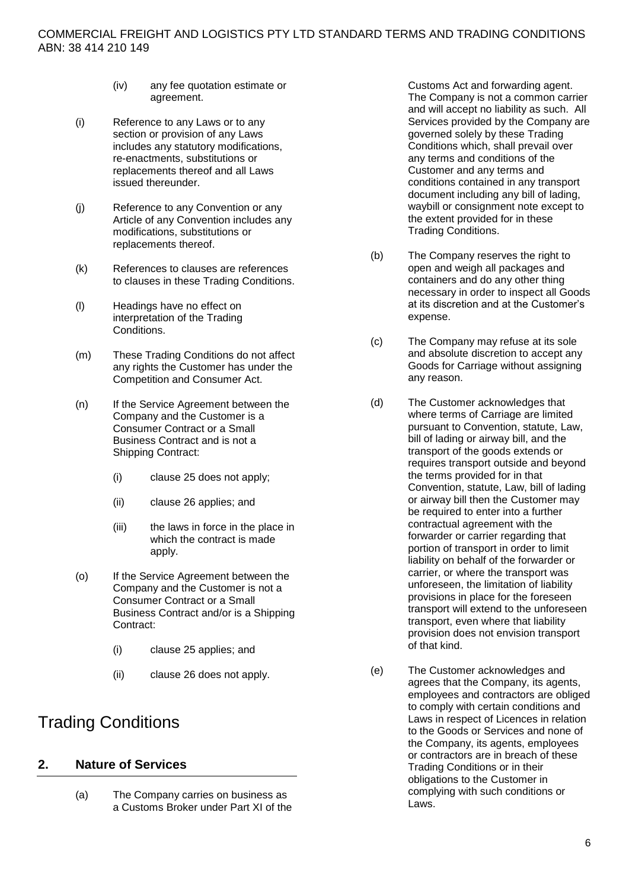- (iv) any fee quotation estimate or agreement.

(i) Reference to any Laws or to any section or provision of any Laws includes any statutory modifications, re-enactments, substitutions or replacements thereof and all Laws issued thereunder.

(j) Reference to any Convention or any Article of any Convention includes any modifications, substitutions or replacements thereof.

(k) References to clauses are references to clauses in these Trading Conditions.

(l) Headings have no effect on interpretation of the Trading Conditions.

(m) These Trading Conditions do not affect any rights the Customer has under the Competition and Consumer Act.

(n) If the Service Agreement between the Company and the Customer is a Consumer Contract or a Small Business Contract and is not a Shipping Contract:

- (i) clause 25 does not apply;
- (ii) clause 26 applies; and
- (iii) the laws in force in the place in which the contract is made apply.

(o) If the Service Agreement between the Company and the Customer is not a Consumer Contract or a Small Business Contract and/or is a Shipping Contract:

- (i) clause 25 applies; and
- (ii) clause 26 does not apply.

# Trading Conditions

## 2. Nature of Services

(a) The Company carries on business as a Customs Broker under Part XI of the Customs Act and forwarding agent. The Company is not a common carrier and will accept no liability as such. All Services provided by the Company are governed solely by these Trading Conditions which, shall prevail over any terms and conditions of the Customer and any terms and conditions contained in any transport document including any bill of lading, waybill or consignment note except to the extent provided for in these Trading Conditions.

(b) The Company reserves the right to open and weigh all packages and containers and do any other thing necessary in order to inspect all Goods at its discretion and at the Customer's expense.

(c) The Company may refuse at its sole and absolute discretion to accept any Goods for Carriage without assigning any reason.

(d) The Customer acknowledges that where terms of Carriage are limited pursuant to Convention, statute, Law, bill of lading or airway bill, and the transport of the goods extends or requires transport outside and beyond the terms provided for in that Convention, statute, Law, bill of lading or airway bill then the Customer may be required to enter into a further contractual agreement with the forwarder or carrier regarding that portion of transport in order to limit liability on behalf of the forwarder or carrier, or where the transport was unforeseen, the limitation of liability provisions in place for the foreseen transport will extend to the unforeseen transport, even where that liability provision does not envision transport of that kind.

(e) The Customer acknowledges and agrees that the Company, its agents, employees and contractors are obliged to comply with certain conditions and Laws in respect of Licences in relation to the Goods or Services and none of the Company, its agents, employees or contractors are in breach of these Trading Conditions or in their obligations to the Customer in complying with such conditions or Laws.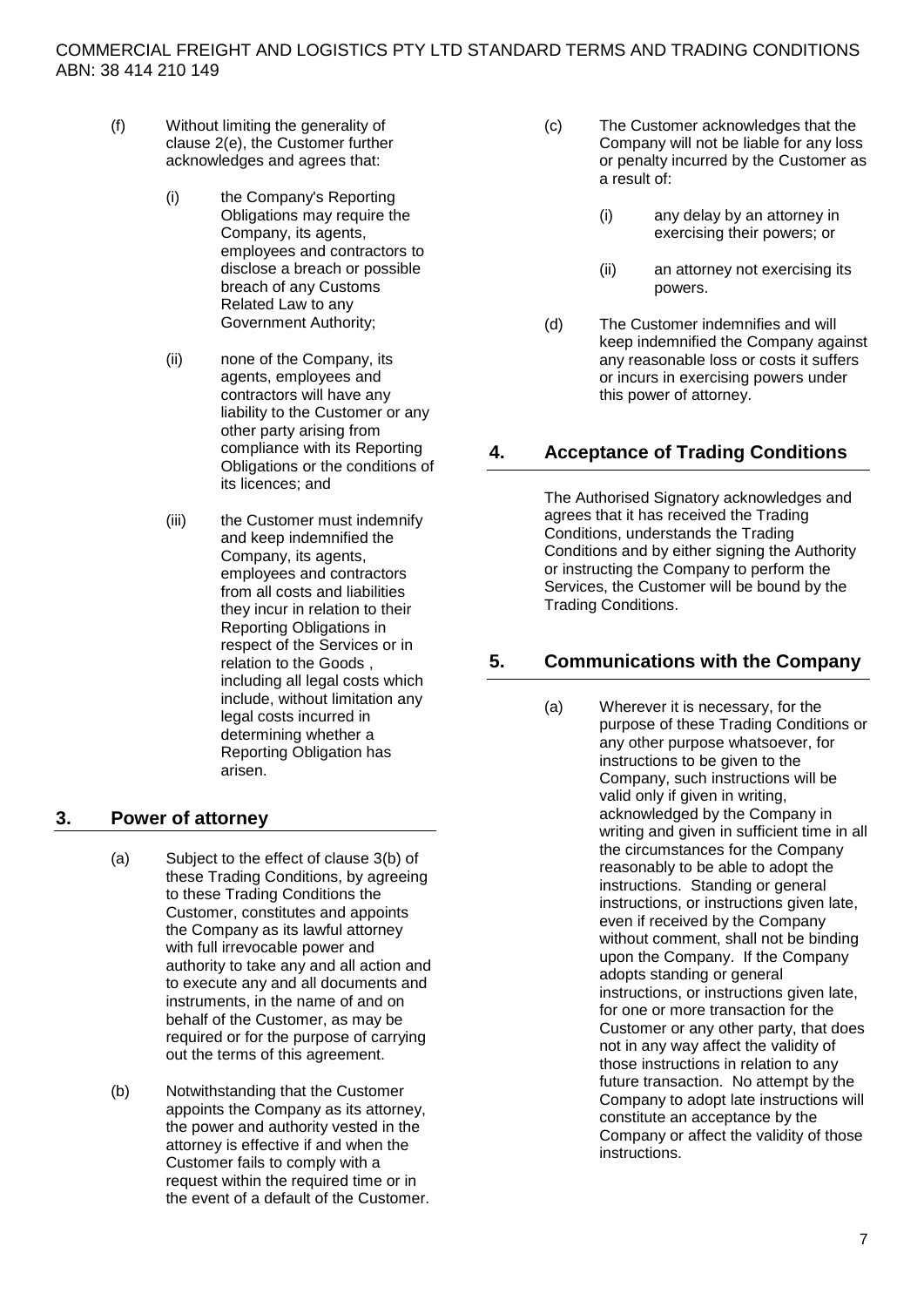(f) Without limiting the generality of clause 2(e), the Customer further acknowledges and agrees that:

(i) the Company's Reporting Obligations may require the Company, its agents, employees and contractors to disclose a breach or possible breach of any Customs Related Law to any Government Authority;

(ii) none of the Company, its agents, employees and contractors will have any liability to the Customer or any other party arising from compliance with its Reporting Obligations or the conditions of its licences; and

(iii) the Customer must indemnify and keep indemnified the Company, its agents, employees and contractors from all costs and liabilities they incur in relation to their Reporting Obligations in respect of the Services or in relation to the Goods , including all legal costs which include, without limitation any legal costs incurred in determining whether a Reporting Obligation has arisen.

## 3. Power of attorney

(a) Subject to the effect of clause 3(b) of these Trading Conditions, by agreeing to these Trading Conditions the Customer, constitutes and appoints the Company as its lawful attorney with full irrevocable power and authority to take any and all action and to execute any and all documents and instruments, in the name of and on behalf of the Customer, as may be required or for the purpose of carrying out the terms of this agreement.

(b) Notwithstanding that the Customer appoints the Company as its attorney, the power and authority vested in the attorney is effective if and when the Customer fails to comply with a request within the required time or in the event of a default of the Customer.

(c) The Customer acknowledges that the Company will not be liable for any loss or penalty incurred by the Customer as a result of:

(i) any delay by an attorney in exercising their powers; or

(ii) an attorney not exercising its powers.

(d) The Customer indemnifies and will keep indemnified the Company against any reasonable loss or costs it suffers or incurs in exercising powers under this power of attorney.

## 4. Acceptance of Trading Conditions

The Authorised Signatory acknowledges and agrees that it has received the Trading Conditions, understands the Trading Conditions and by either signing the Authority or instructing the Company to perform the Services, the Customer will be bound by the Trading Conditions.

## 5. Communications with the Company

(a) Wherever it is necessary, for the purpose of these Trading Conditions or any other purpose whatsoever, for instructions to be given to the Company, such instructions will be valid only if given in writing, acknowledged by the Company in writing and given in sufficient time in all the circumstances for the Company reasonably to be able to adopt the instructions. Standing or general instructions, or instructions given late, even if received by the Company without comment, shall not be binding upon the Company. If the Company adopts standing or general instructions, or instructions given late, for one or more transaction for the Customer or any other party, that does not in any way affect the validity of those instructions in relation to any future transaction. No attempt by the Company to adopt late instructions will constitute an acceptance by the Company or affect the validity of those instructions.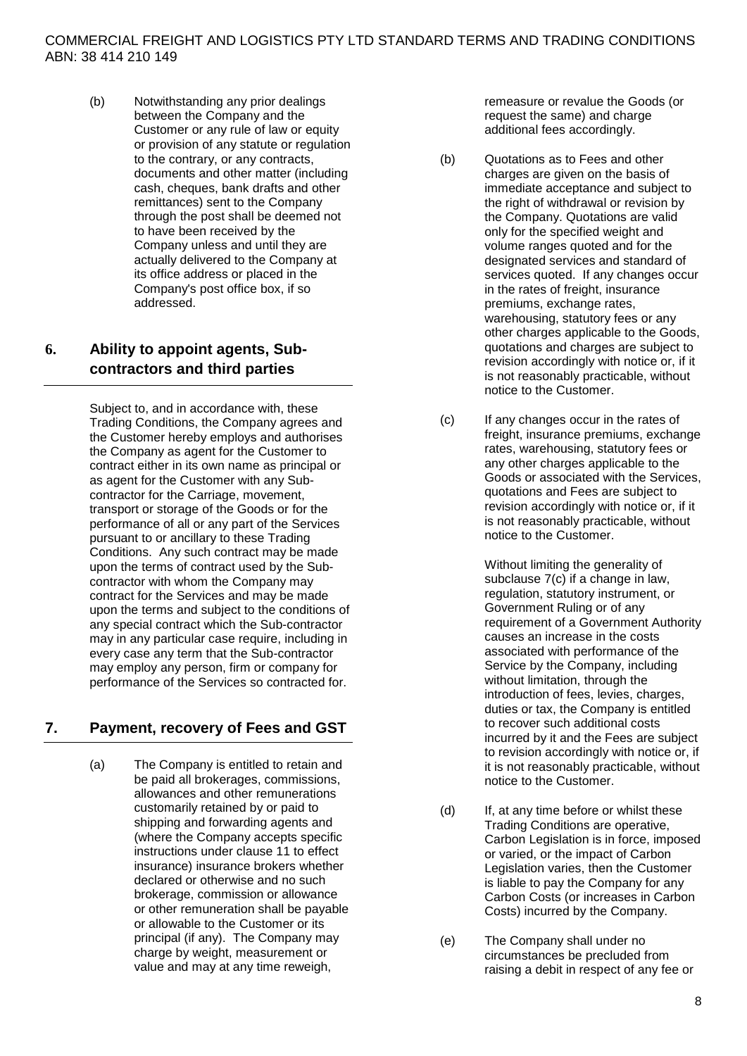(b) Notwithstanding any prior dealings between the Company and the Customer or any rule of law or equity or provision of any statute or regulation to the contrary, or any contracts, documents and other matter (including cash, cheques, bank drafts and other remittances) sent to the Company through the post shall be deemed not to have been received by the Company unless and until they are actually delivered to the Company at its office address or placed in the Company's post office box, if so addressed.

## 6. Ability to appoint agents, Sub-contractors and third parties

Subject to, and in accordance with, these Trading Conditions, the Company agrees and the Customer hereby employs and authorises the Company as agent for the Customer to contract either in its own name as principal or as agent for the Customer with any Sub-contractor for the Carriage, movement, transport or storage of the Goods or for the performance of all or any part of the Services pursuant to or ancillary to these Trading Conditions. Any such contract may be made upon the terms of contract used by the Sub-contractor with whom the Company may contract for the Services and may be made upon the terms and subject to the conditions of any special contract which the Sub-contractor may in any particular case require, including in every case any term that the Sub-contractor may employ any person, firm or company for performance of the Services so contracted for.

## 7. Payment, recovery of Fees and GST

(a) The Company is entitled to retain and be paid all brokerages, commissions, allowances and other remunerations customarily retained by or paid to shipping and forwarding agents and (where the Company accepts specific instructions under clause 11 to effect insurance) insurance brokers whether declared or otherwise and no such brokerage, commission or allowance or other remuneration shall be payable or allowable to the Customer or its principal (if any). The Company may charge by weight, measurement or value and may at any time reweigh, remeasure or revalue the Goods (or request the same) and charge additional fees accordingly.

(b) Quotations as to Fees and other charges are given on the basis of immediate acceptance and subject to the right of withdrawal or revision by the Company. Quotations are valid only for the specified weight and volume ranges quoted and for the designated services and standard of services quoted. If any changes occur in the rates of freight, insurance premiums, exchange rates, warehousing, statutory fees or any other charges applicable to the Goods, quotations and charges are subject to revision accordingly with notice or, if it is not reasonably practicable, without notice to the Customer.

(c) If any changes occur in the rates of freight, insurance premiums, exchange rates, warehousing, statutory fees or any other charges applicable to the Goods or associated with the Services, quotations and Fees are subject to revision accordingly with notice or, if it is not reasonably practicable, without notice to the Customer.

Without limiting the generality of subclause 7(c) if a change in law, regulation, statutory instrument, or Government Ruling or of any requirement of a Government Authority causes an increase in the costs associated with performance of the Service by the Company, including without limitation, through the introduction of fees, levies, charges, duties or tax, the Company is entitled to recover such additional costs incurred by it and the Fees are subject to revision accordingly with notice or, if it is not reasonably practicable, without notice to the Customer.

(d) If, at any time before or whilst these Trading Conditions are operative, Carbon Legislation is in force, imposed or varied, or the impact of Carbon Legislation varies, then the Customer is liable to pay the Company for any Carbon Costs (or increases in Carbon Costs) incurred by the Company.

(e) The Company shall under no circumstances be precluded from raising a debit in respect of any fee or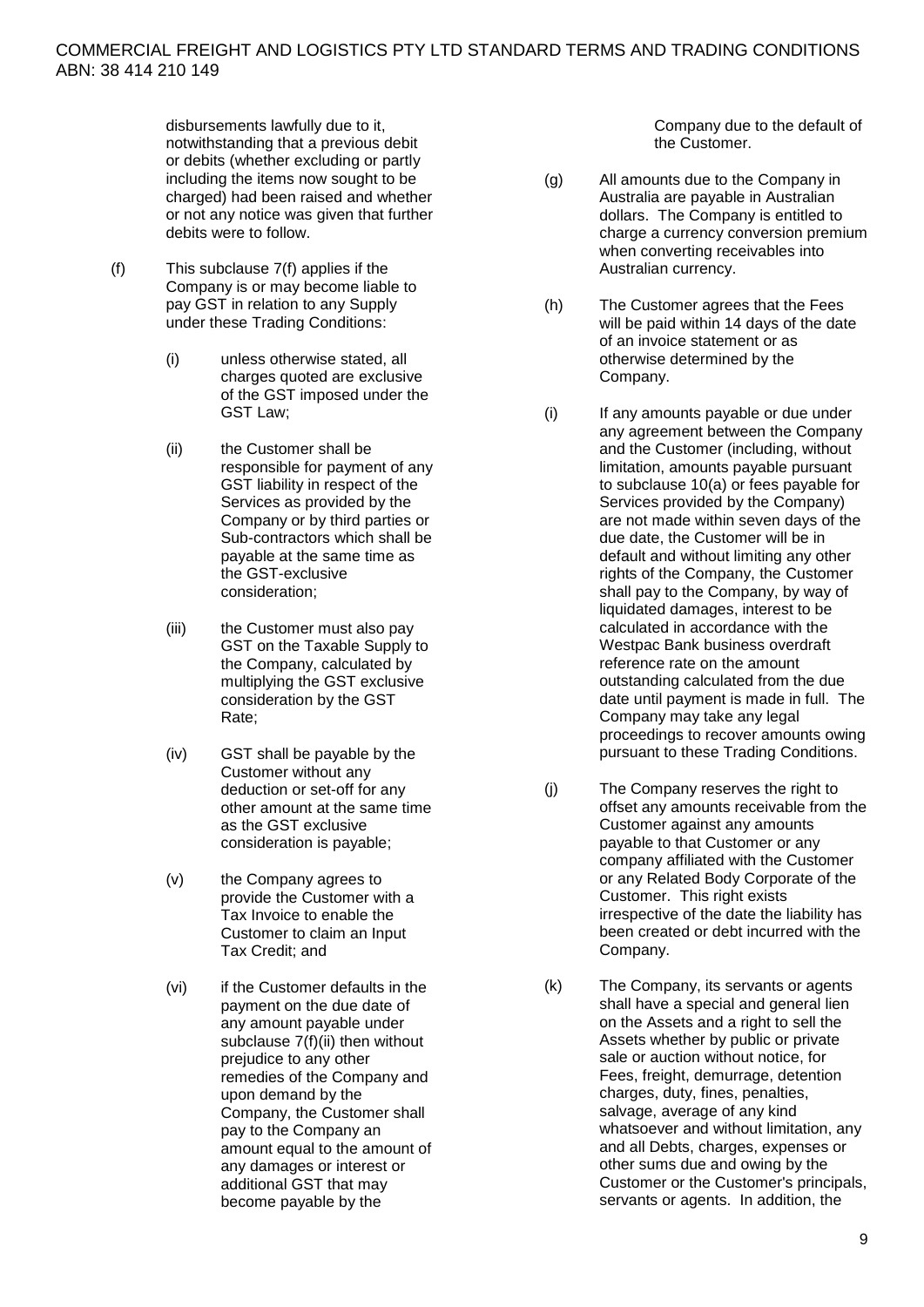disbursements lawfully due to it, notwithstanding that a previous debit or debits (whether excluding or partly including the items now sought to be charged) had been raised and whether or not any notice was given that further debits were to follow.

(f) This subclause 7(f) applies if the Company is or may become liable to pay GST in relation to any Supply under these Trading Conditions:

   (i) unless otherwise stated, all charges quoted are exclusive of the GST imposed under the GST Law;

   (ii) the Customer shall be responsible for payment of any GST liability in respect of the Services as provided by the Company or by third parties or Sub-contractors which shall be payable at the same time as the GST-exclusive consideration;

   (iii) the Customer must also pay GST on the Taxable Supply to the Company, calculated by multiplying the GST exclusive consideration by the GST Rate;

   (iv) GST shall be payable by the Customer without any deduction or set-off for any other amount at the same time as the GST exclusive consideration is payable;

   (v) the Company agrees to provide the Customer with a Tax Invoice to enable the Customer to claim an Input Tax Credit; and

   (vi) if the Customer defaults in the payment on the due date of any amount payable under subclause 7(f)(ii) then without prejudice to any other remedies of the Company and upon demand by the Company, the Customer shall pay to the Company an amount equal to the amount of any damages or interest or additional GST that may become payable by the Company due to the default of the Customer.

(g) All amounts due to the Company in Australia are payable in Australian dollars. The Company is entitled to charge a currency conversion premium when converting receivables into Australian currency.

(h) The Customer agrees that the Fees will be paid within 14 days of the date of an invoice statement or as otherwise determined by the Company.

(i) If any amounts payable or due under any agreement between the Company and the Customer (including, without limitation, amounts payable pursuant to subclause 10(a) or fees payable for Services provided by the Company) are not made within seven days of the due date, the Customer will be in default and without limiting any other rights of the Company, the Customer shall pay to the Company, by way of liquidated damages, interest to be calculated in accordance with the Westpac Bank business overdraft reference rate on the amount outstanding calculated from the due date until payment is made in full. The Company may take any legal proceedings to recover amounts owing pursuant to these Trading Conditions.

(j) The Company reserves the right to offset any amounts receivable from the Customer against any amounts payable to that Customer or any company affiliated with the Customer or any Related Body Corporate of the Customer. This right exists irrespective of the date the liability has been created or debt incurred with the Company.

(k) The Company, its servants or agents shall have a special and general lien on the Assets and a right to sell the Assets whether by public or private sale or auction without notice, for Fees, freight, demurrage, detention charges, duty, fines, penalties, salvage, average of any kind whatsoever and without limitation, any and all Debts, charges, expenses or other sums due and owing by the Customer or the Customer's principals, servants or agents. In addition, the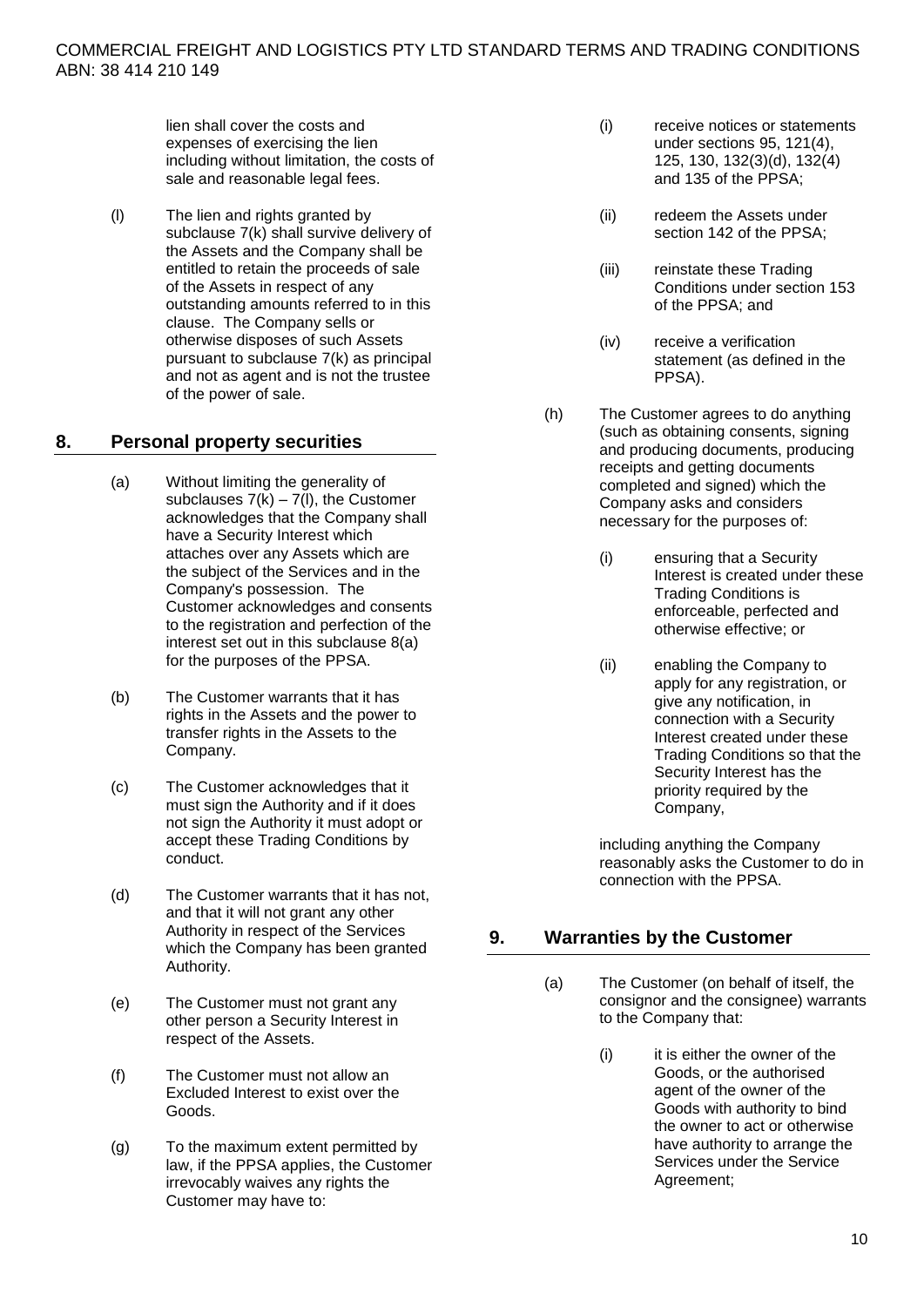lien shall cover the costs and expenses of exercising the lien including without limitation, the costs of sale and reasonable legal fees.

(l) The lien and rights granted by subclause 7(k) shall survive delivery of the Assets and the Company shall be entitled to retain the proceeds of sale of the Assets in respect of any outstanding amounts referred to in this clause. The Company sells or otherwise disposes of such Assets pursuant to subclause 7(k) as principal and not as agent and is not the trustee of the power of sale.

## 8. Personal property securities

(a) Without limiting the generality of subclauses 7(k) – 7(l), the Customer acknowledges that the Company shall have a Security Interest which attaches over any Assets which are the subject of the Services and in the Company's possession. The Customer acknowledges and consents to the registration and perfection of the interest set out in this subclause 8(a) for the purposes of the PPSA.

(b) The Customer warrants that it has rights in the Assets and the power to transfer rights in the Assets to the Company.

(c) The Customer acknowledges that it must sign the Authority and if it does not sign the Authority it must adopt or accept these Trading Conditions by conduct.

(d) The Customer warrants that it has not, and that it will not grant any other Authority in respect of the Services which the Company has been granted Authority.

(e) The Customer must not grant any other person a Security Interest in respect of the Assets.

(f) The Customer must not allow an Excluded Interest to exist over the Goods.

(g) To the maximum extent permitted by law, if the PPSA applies, the Customer irrevocably waives any rights the Customer may have to:

  (i) receive notices or statements under sections 95, 121(4), 125, 130, 132(3)(d), 132(4) and 135 of the PPSA;

  (ii) redeem the Assets under section 142 of the PPSA;

  (iii) reinstate these Trading Conditions under section 153 of the PPSA; and

  (iv) receive a verification statement (as defined in the PPSA).

(h) The Customer agrees to do anything (such as obtaining consents, signing and producing documents, producing receipts and getting documents completed and signed) which the Company asks and considers necessary for the purposes of:

  (i) ensuring that a Security Interest is created under these Trading Conditions is enforceable, perfected and otherwise effective; or

  (ii) enabling the Company to apply for any registration, or give any notification, in connection with a Security Interest created under these Trading Conditions so that the Security Interest has the priority required by the Company,

including anything the Company reasonably asks the Customer to do in connection with the PPSA.

## 9. Warranties by the Customer

(a) The Customer (on behalf of itself, the consignor and the consignee) warrants to the Company that:

  (i) it is either the owner of the Goods, or the authorised agent of the owner of the Goods with authority to bind the owner to act or otherwise have authority to arrange the Services under the Service Agreement;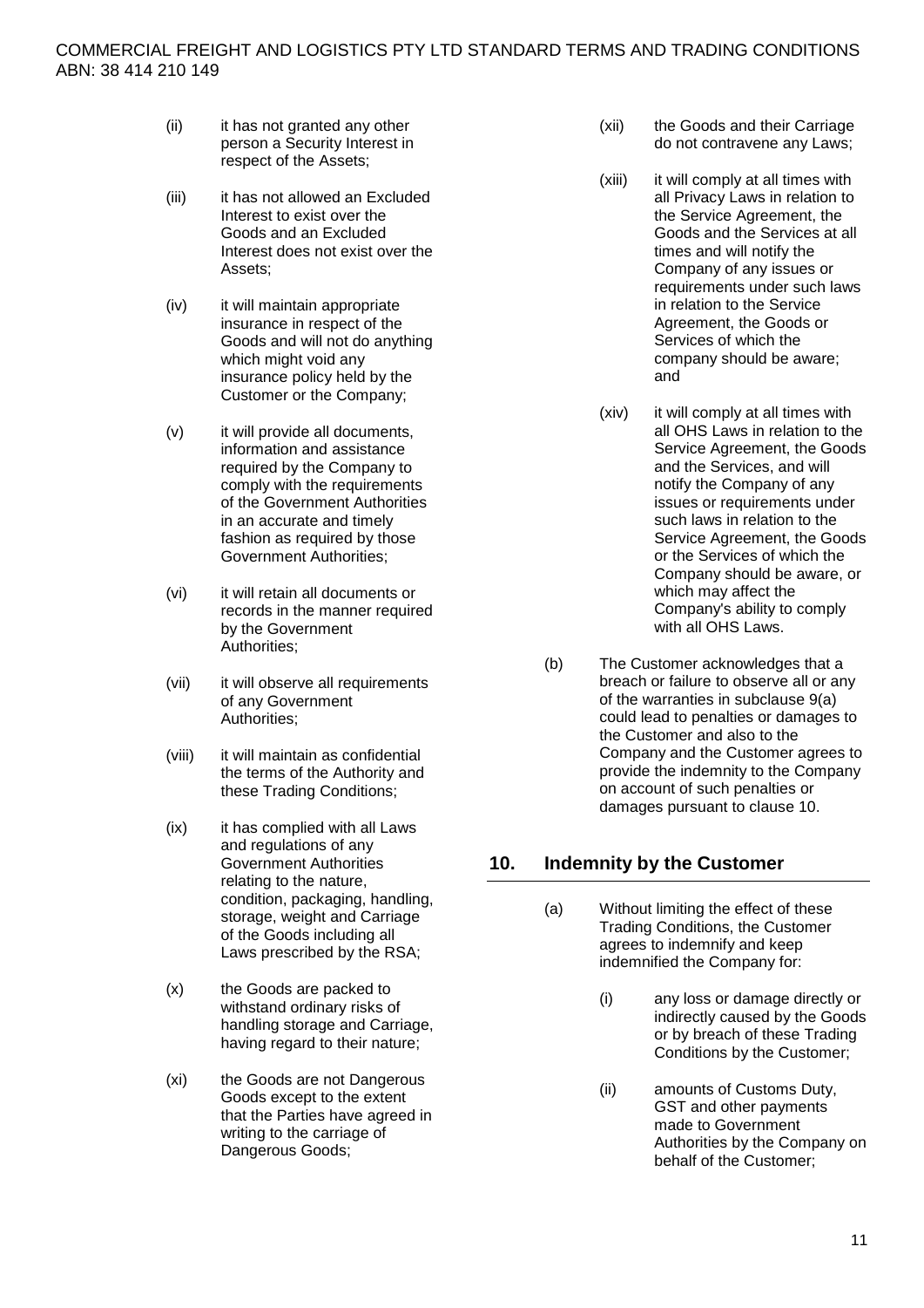(ii) it has not granted any other person a Security Interest in respect of the Assets;

(iii) it has not allowed an Excluded Interest to exist over the Goods and an Excluded Interest does not exist over the Assets;

(iv) it will maintain appropriate insurance in respect of the Goods and will not do anything which might void any insurance policy held by the Customer or the Company;

(v) it will provide all documents, information and assistance required by the Company to comply with the requirements of the Government Authorities in an accurate and timely fashion as required by those Government Authorities;

(vi) it will retain all documents or records in the manner required by the Government Authorities;

(vii) it will observe all requirements of any Government Authorities;

(viii) it will maintain as confidential the terms of the Authority and these Trading Conditions;

(ix) it has complied with all Laws and regulations of any Government Authorities relating to the nature, condition, packaging, handling, storage, weight and Carriage of the Goods including all Laws prescribed by the RSA;

(x) the Goods are packed to withstand ordinary risks of handling storage and Carriage, having regard to their nature;

(xi) the Goods are not Dangerous Goods except to the extent that the Parties have agreed in writing to the carriage of Dangerous Goods;

(xii) the Goods and their Carriage do not contravene any Laws;

(xiii) it will comply at all times with all Privacy Laws in relation to the Service Agreement, the Goods and the Services at all times and will notify the Company of any issues or requirements under such laws in relation to the Service Agreement, the Goods or Services of which the company should be aware; and

(xiv) it will comply at all times with all OHS Laws in relation to the Service Agreement, the Goods and the Services, and will notify the Company of any issues or requirements under such laws in relation to the Service Agreement, the Goods or the Services of which the Company should be aware, or which may affect the Company's ability to comply with all OHS Laws.

(b) The Customer acknowledges that a breach or failure to observe all or any of the warranties in subclause 9(a) could lead to penalties or damages to the Customer and also to the Company and the Customer agrees to provide the indemnity to the Company on account of such penalties or damages pursuant to clause 10.

## 10. Indemnity by the Customer

(a) Without limiting the effect of these Trading Conditions, the Customer agrees to indemnify and keep indemnified the Company for:

(i) any loss or damage directly or indirectly caused by the Goods or by breach of these Trading Conditions by the Customer;

(ii) amounts of Customs Duty, GST and other payments made to Government Authorities by the Company on behalf of the Customer;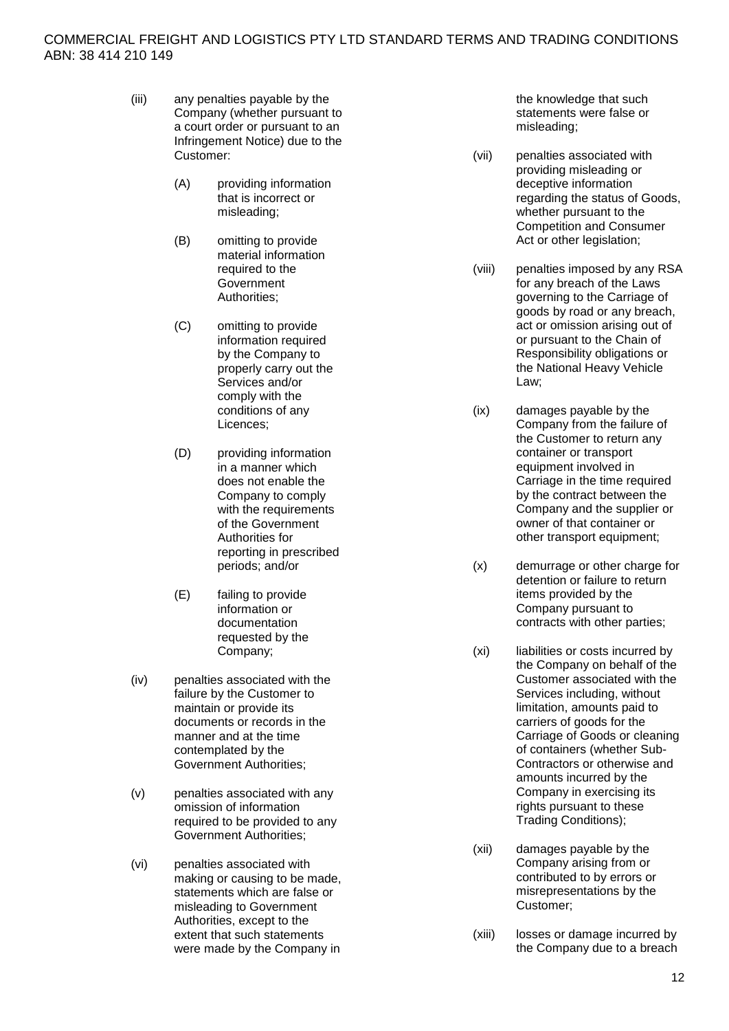(iii) any penalties payable by the Company (whether pursuant to a court order or pursuant to an Infringement Notice) due to the Customer:

 (A) providing information that is incorrect or misleading;

 (B) omitting to provide material information required to the Government Authorities;

 (C) omitting to provide information required by the Company to properly carry out the Services and/or comply with the conditions of any Licences;

 (D) providing information in a manner which does not enable the Company to comply with the requirements of the Government Authorities for reporting in prescribed periods; and/or

 (E) failing to provide information or documentation requested by the Company;

(iv) penalties associated with the failure by the Customer to maintain or provide its documents or records in the manner and at the time contemplated by the Government Authorities;

(v) penalties associated with any omission of information required to be provided to any Government Authorities;

(vi) penalties associated with making or causing to be made, statements which are false or misleading to Government Authorities, except to the extent that such statements were made by the Company in the knowledge that such statements were false or misleading;

(vii) penalties associated with providing misleading or deceptive information regarding the status of Goods, whether pursuant to the Competition and Consumer Act or other legislation;

(viii) penalties imposed by any RSA for any breach of the Laws governing to the Carriage of goods by road or any breach, act or omission arising out of or pursuant to the Chain of Responsibility obligations or the National Heavy Vehicle Law;

(ix) damages payable by the Company from the failure of the Customer to return any container or transport equipment involved in Carriage in the time required by the contract between the Company and the supplier or owner of that container or other transport equipment;

(x) demurrage or other charge for detention or failure to return items provided by the Company pursuant to contracts with other parties;

(xi) liabilities or costs incurred by the Company on behalf of the Customer associated with the Services including, without limitation, amounts paid to carriers of goods for the Carriage of Goods or cleaning of containers (whether Sub-Contractors or otherwise and amounts incurred by the Company in exercising its rights pursuant to these Trading Conditions);

(xii) damages payable by the Company arising from or contributed to by errors or misrepresentations by the Customer;

(xiii) losses or damage incurred by the Company due to a breach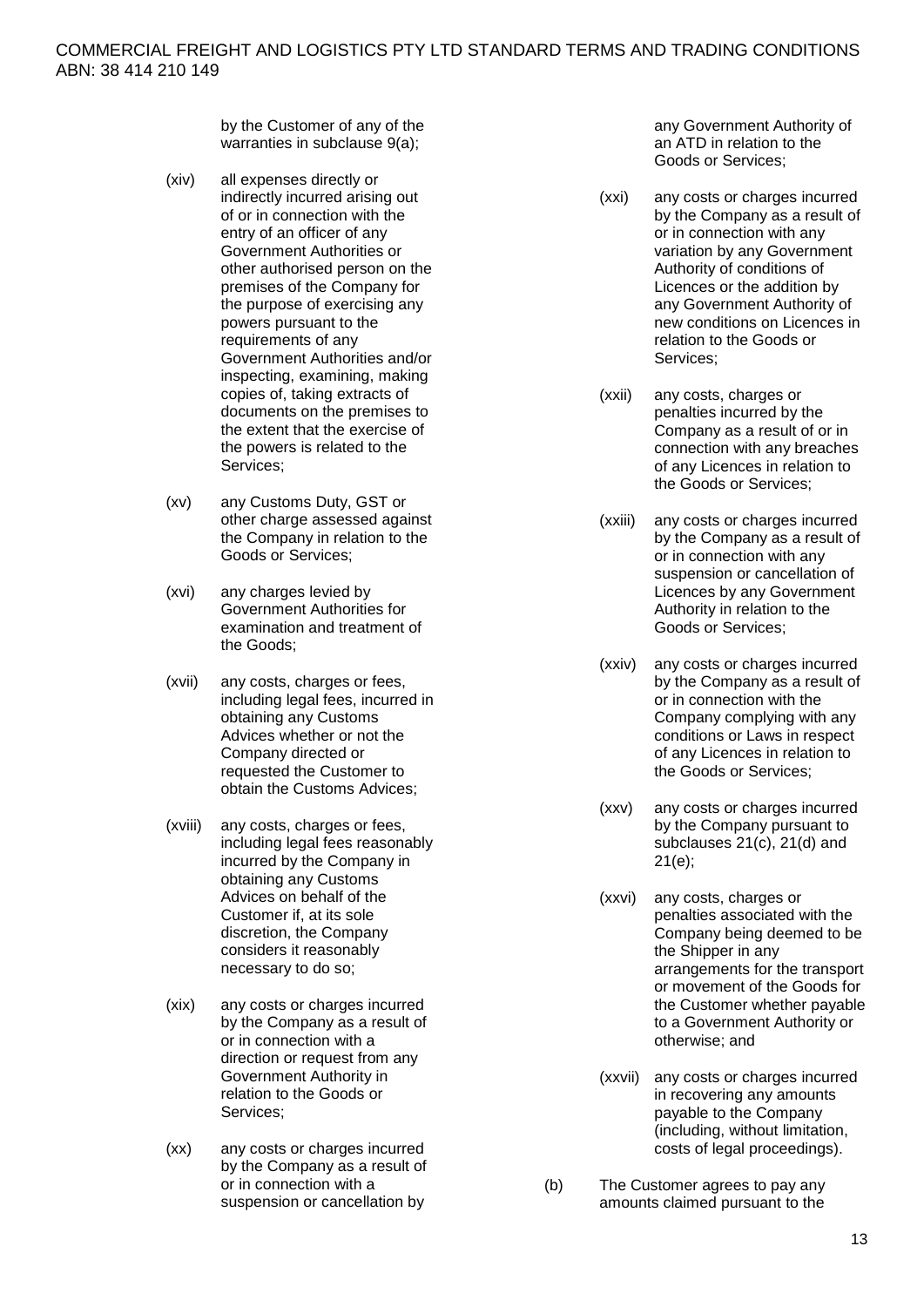by the Customer of any of the warranties in subclause 9(a);

(xiv) all expenses directly or indirectly incurred arising out of or in connection with the entry of an officer of any Government Authorities or other authorised person on the premises of the Company for the purpose of exercising any powers pursuant to the requirements of any Government Authorities and/or inspecting, examining, making copies of, taking extracts of documents on the premises to the extent that the exercise of the powers is related to the Services;

(xv) any Customs Duty, GST or other charge assessed against the Company in relation to the Goods or Services;

(xvi) any charges levied by Government Authorities for examination and treatment of the Goods;

(xvii) any costs, charges or fees, including legal fees, incurred in obtaining any Customs Advices whether or not the Company directed or requested the Customer to obtain the Customs Advices;

(xviii) any costs, charges or fees, including legal fees reasonably incurred by the Company in obtaining any Customs Advices on behalf of the Customer if, at its sole discretion, the Company considers it reasonably necessary to do so;

(xix) any costs or charges incurred by the Company as a result of or in connection with a direction or request from any Government Authority in relation to the Goods or Services;

(xx) any costs or charges incurred by the Company as a result of or in connection with a suspension or cancellation by any Government Authority of an ATD in relation to the Goods or Services;

(xxi) any costs or charges incurred by the Company as a result of or in connection with any variation by any Government Authority of conditions of Licences or the addition by any Government Authority of new conditions on Licences in relation to the Goods or Services;

(xxii) any costs, charges or penalties incurred by the Company as a result of or in connection with any breaches of any Licences in relation to the Goods or Services;

(xxiii) any costs or charges incurred by the Company as a result of or in connection with any suspension or cancellation of Licences by any Government Authority in relation to the Goods or Services;

(xxiv) any costs or charges incurred by the Company as a result of or in connection with the Company complying with any conditions or Laws in respect of any Licences in relation to the Goods or Services;

(xxv) any costs or charges incurred by the Company pursuant to subclauses 21(c), 21(d) and 21(e);

(xxvi) any costs, charges or penalties associated with the Company being deemed to be the Shipper in any arrangements for the transport or movement of the Goods for the Customer whether payable to a Government Authority or otherwise; and

(xxvii) any costs or charges incurred in recovering any amounts payable to the Company (including, without limitation, costs of legal proceedings).

(b) The Customer agrees to pay any amounts claimed pursuant to the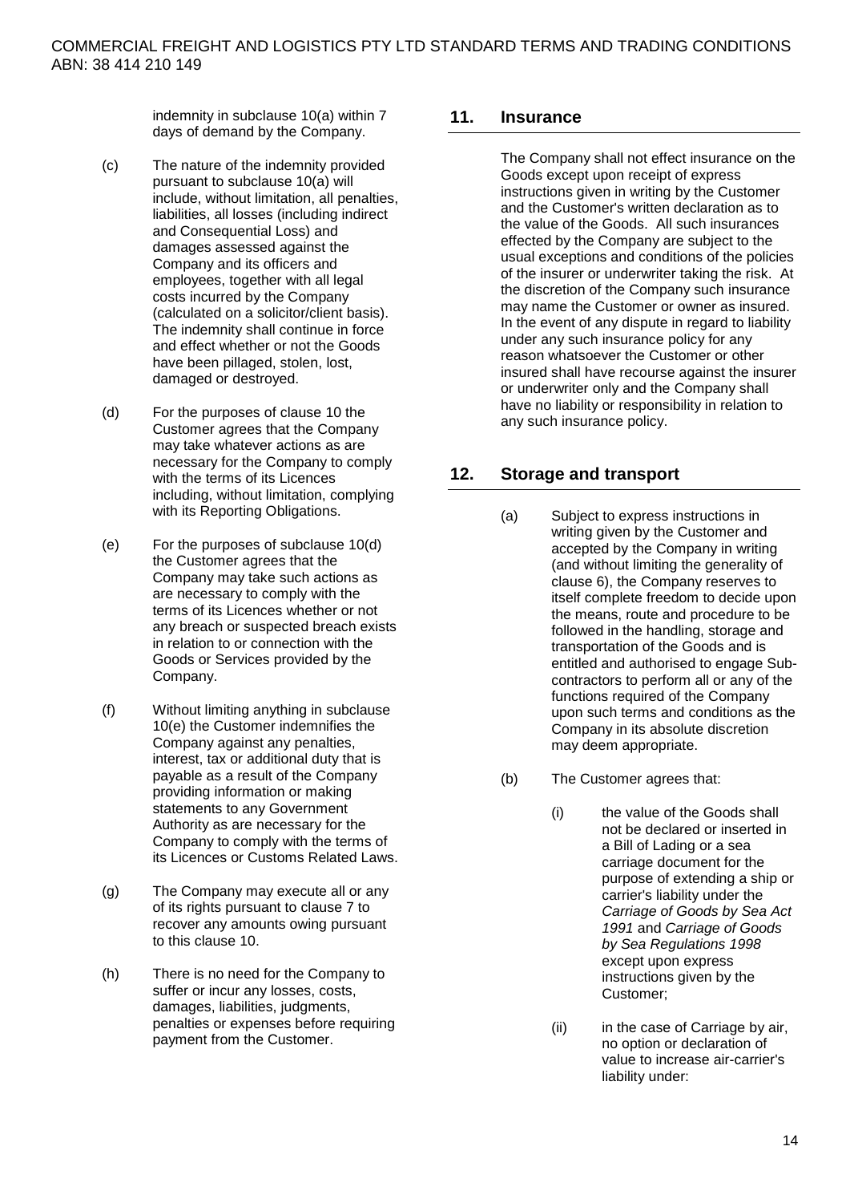indemnity in subclause 10(a) within 7 days of demand by the Company.

(c) The nature of the indemnity provided pursuant to subclause 10(a) will include, without limitation, all penalties, liabilities, all losses (including indirect and Consequential Loss) and damages assessed against the Company and its officers and employees, together with all legal costs incurred by the Company (calculated on a solicitor/client basis). The indemnity shall continue in force and effect whether or not the Goods have been pillaged, stolen, lost, damaged or destroyed.

(d) For the purposes of clause 10 the Customer agrees that the Company may take whatever actions as are necessary for the Company to comply with the terms of its Licences including, without limitation, complying with its Reporting Obligations.

(e) For the purposes of subclause 10(d) the Customer agrees that the Company may take such actions as are necessary to comply with the terms of its Licences whether or not any breach or suspected breach exists in relation to or connection with the Goods or Services provided by the Company.

(f) Without limiting anything in subclause 10(e) the Customer indemnifies the Company against any penalties, interest, tax or additional duty that is payable as a result of the Company providing information or making statements to any Government Authority as are necessary for the Company to comply with the terms of its Licences or Customs Related Laws.

(g) The Company may execute all or any of its rights pursuant to clause 7 to recover any amounts owing pursuant to this clause 10.

(h) There is no need for the Company to suffer or incur any losses, costs, damages, liabilities, judgments, penalties or expenses before requiring payment from the Customer.

## 11. Insurance

The Company shall not effect insurance on the Goods except upon receipt of express instructions given in writing by the Customer and the Customer's written declaration as to the value of the Goods. All such insurances effected by the Company are subject to the usual exceptions and conditions of the policies of the insurer or underwriter taking the risk. At the discretion of the Company such insurance may name the Customer or owner as insured. In the event of any dispute in regard to liability under any such insurance policy for any reason whatsoever the Customer or other insured shall have recourse against the insurer or underwriter only and the Company shall have no liability or responsibility in relation to any such insurance policy.

## 12. Storage and transport

(a) Subject to express instructions in writing given by the Customer and accepted by the Company in writing (and without limiting the generality of clause 6), the Company reserves to itself complete freedom to decide upon the means, route and procedure to be followed in the handling, storage and transportation of the Goods and is entitled and authorised to engage Sub-contractors to perform all or any of the functions required of the Company upon such terms and conditions as the Company in its absolute discretion may deem appropriate.

(b) The Customer agrees that:

(i) the value of the Goods shall not be declared or inserted in a Bill of Lading or a sea carriage document for the purpose of extending a ship or carrier's liability under the *Carriage of Goods by Sea Act 1991* and *Carriage of Goods by Sea Regulations 1998* except upon express instructions given by the Customer;

(ii) in the case of Carriage by air, no option or declaration of value to increase air-carrier's liability under: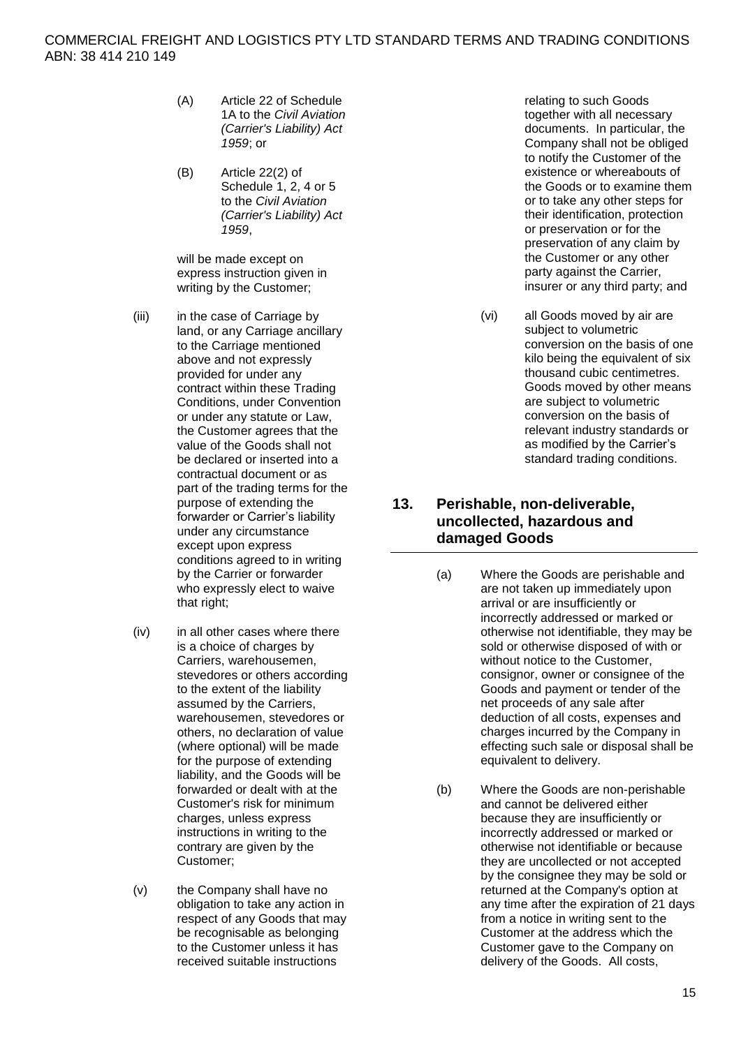(A) Article 22 of Schedule 1A to the *Civil Aviation (Carrier's Liability) Act 1959*; or

(B) Article 22(2) of Schedule 1, 2, 4 or 5 to the *Civil Aviation (Carrier's Liability) Act 1959*,

will be made except on express instruction given in writing by the Customer;

(iii) in the case of Carriage by land, or any Carriage ancillary to the Carriage mentioned above and not expressly provided for under any contract within these Trading Conditions, under Convention or under any statute or Law, the Customer agrees that the value of the Goods shall not be declared or inserted into a contractual document or as part of the trading terms for the purpose of extending the forwarder or Carrier's liability under any circumstance except upon express conditions agreed to in writing by the Carrier or forwarder who expressly elect to waive that right;

(iv) in all other cases where there is a choice of charges by Carriers, warehousemen, stevedores or others according to the extent of the liability assumed by the Carriers, warehousemen, stevedores or others, no declaration of value (where optional) will be made for the purpose of extending liability, and the Goods will be forwarded or dealt with at the Customer's risk for minimum charges, unless express instructions in writing to the contrary are given by the Customer;

(v) the Company shall have no obligation to take any action in respect of any Goods that may be recognisable as belonging to the Customer unless it has received suitable instructions relating to such Goods together with all necessary documents. In particular, the Company shall not be obliged to notify the Customer of the existence or whereabouts of the Goods or to examine them or to take any other steps for their identification, protection or preservation or for the preservation of any claim by the Customer or any other party against the Carrier, insurer or any third party; and

(vi) all Goods moved by air are subject to volumetric conversion on the basis of one kilo being the equivalent of six thousand cubic centimetres. Goods moved by other means are subject to volumetric conversion on the basis of relevant industry standards or as modified by the Carrier's standard trading conditions.

## 13. Perishable, non-deliverable, uncollected, hazardous and damaged Goods

(a) Where the Goods are perishable and are not taken up immediately upon arrival or are insufficiently or incorrectly addressed or marked or otherwise not identifiable, they may be sold or otherwise disposed of with or without notice to the Customer, consignor, owner or consignee of the Goods and payment or tender of the net proceeds of any sale after deduction of all costs, expenses and charges incurred by the Company in effecting such sale or disposal shall be equivalent to delivery.

(b) Where the Goods are non-perishable and cannot be delivered either because they are insufficiently or incorrectly addressed or marked or otherwise not identifiable or because they are uncollected or not accepted by the consignee they may be sold or returned at the Company's option at any time after the expiration of 21 days from a notice in writing sent to the Customer at the address which the Customer gave to the Company on delivery of the Goods. All costs,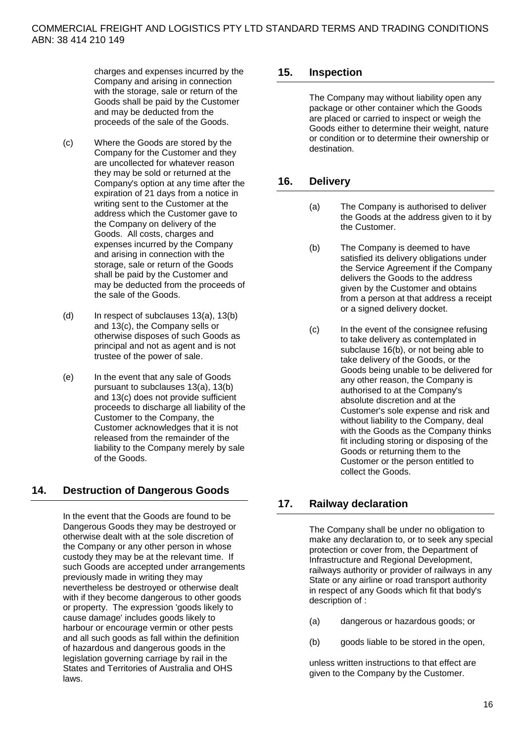charges and expenses incurred by the Company and arising in connection with the storage, sale or return of the Goods shall be paid by the Customer and may be deducted from the proceeds of the sale of the Goods.

(c) Where the Goods are stored by the Company for the Customer and they are uncollected for whatever reason they may be sold or returned at the Company's option at any time after the expiration of 21 days from a notice in writing sent to the Customer at the address which the Customer gave to the Company on delivery of the Goods. All costs, charges and expenses incurred by the Company and arising in connection with the storage, sale or return of the Goods shall be paid by the Customer and may be deducted from the proceeds of the sale of the Goods.

(d) In respect of subclauses 13(a), 13(b) and 13(c), the Company sells or otherwise disposes of such Goods as principal and not as agent and is not trustee of the power of sale.

(e) In the event that any sale of Goods pursuant to subclauses 13(a), 13(b) and 13(c) does not provide sufficient proceeds to discharge all liability of the Customer to the Company, the Customer acknowledges that it is not released from the remainder of the liability to the Company merely by sale of the Goods.

## 14. Destruction of Dangerous Goods

In the event that the Goods are found to be Dangerous Goods they may be destroyed or otherwise dealt with at the sole discretion of the Company or any other person in whose custody they may be at the relevant time. If such Goods are accepted under arrangements previously made in writing they may nevertheless be destroyed or otherwise dealt with if they become dangerous to other goods or property. The expression 'goods likely to cause damage' includes goods likely to harbour or encourage vermin or other pests and all such goods as fall within the definition of hazardous and dangerous goods in the legislation governing carriage by rail in the States and Territories of Australia and OHS laws.

## 15. Inspection

The Company may without liability open any package or other container which the Goods are placed or carried to inspect or weigh the Goods either to determine their weight, nature or condition or to determine their ownership or destination.

## 16. Delivery

(a) The Company is authorised to deliver the Goods at the address given to it by the Customer.

(b) The Company is deemed to have satisfied its delivery obligations under the Service Agreement if the Company delivers the Goods to the address given by the Customer and obtains from a person at that address a receipt or a signed delivery docket.

(c) In the event of the consignee refusing to take delivery as contemplated in subclause 16(b), or not being able to take delivery of the Goods, or the Goods being unable to be delivered for any other reason, the Company is authorised to at the Company's absolute discretion and at the Customer's sole expense and risk and without liability to the Company, deal with the Goods as the Company thinks fit including storing or disposing of the Goods or returning them to the Customer or the person entitled to collect the Goods.

## 17. Railway declaration

The Company shall be under no obligation to make any declaration to, or to seek any special protection or cover from, the Department of Infrastructure and Regional Development, railways authority or provider of railways in any State or any airline or road transport authority in respect of any Goods which fit that body's description of :

(a) dangerous or hazardous goods; or

(b) goods liable to be stored in the open,

unless written instructions to that effect are given to the Company by the Customer.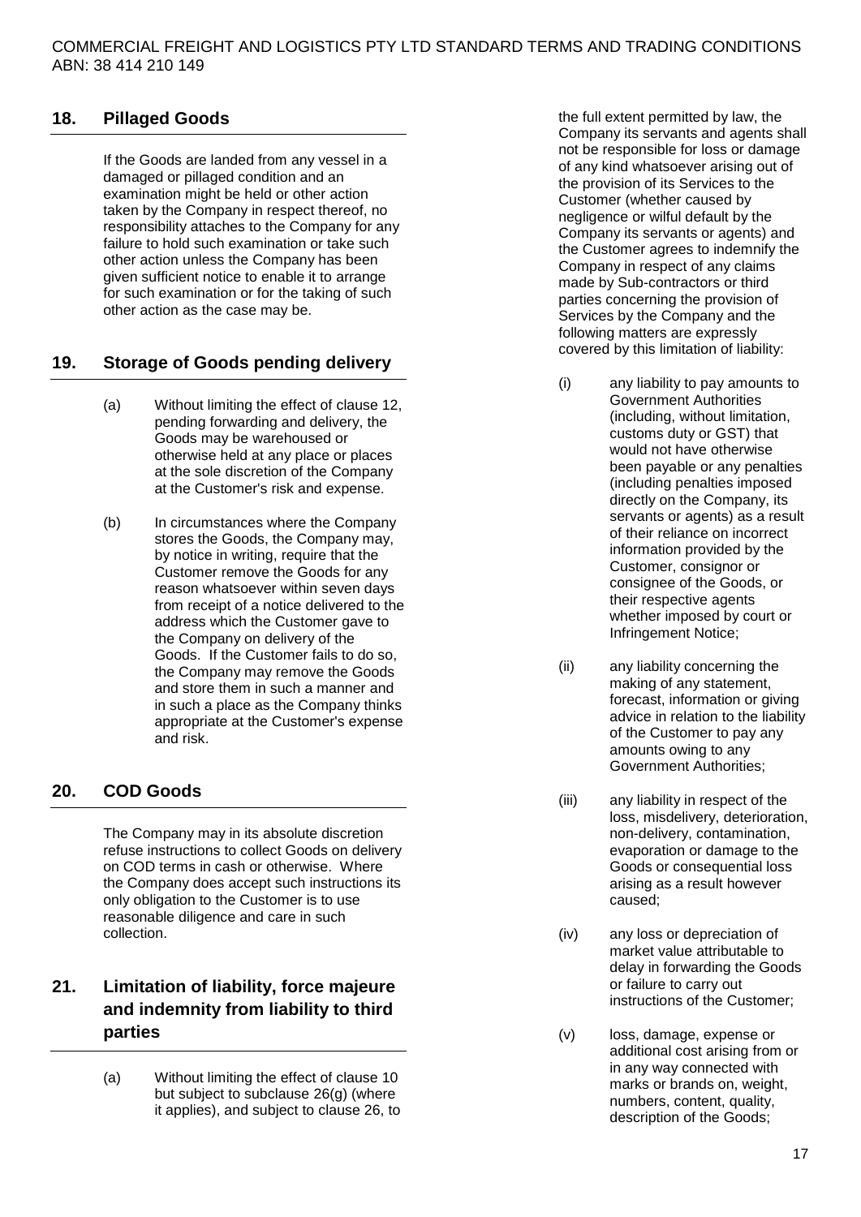## 18. Pillaged Goods

If the Goods are landed from any vessel in a damaged or pillaged condition and an examination might be held or other action taken by the Company in respect thereof, no responsibility attaches to the Company for any failure to hold such examination or take such other action unless the Company has been given sufficient notice to enable it to arrange for such examination or for the taking of such other action as the case may be.

## 19. Storage of Goods pending delivery

(a) Without limiting the effect of clause 12, pending forwarding and delivery, the Goods may be warehoused or otherwise held at any place or places at the sole discretion of the Company at the Customer's risk and expense.

(b) In circumstances where the Company stores the Goods, the Company may, by notice in writing, require that the Customer remove the Goods for any reason whatsoever within seven days from receipt of a notice delivered to the address which the Customer gave to the Company on delivery of the Goods. If the Customer fails to do so, the Company may remove the Goods and store them in such a manner and in such a place as the Company thinks appropriate at the Customer's expense and risk.

## 20. COD Goods

The Company may in its absolute discretion refuse instructions to collect Goods on delivery on COD terms in cash or otherwise. Where the Company does accept such instructions its only obligation to the Customer is to use reasonable diligence and care in such collection.

## 21. Limitation of liability, force majeure and indemnity from liability to third parties

(a) Without limiting the effect of clause 10 but subject to subclause 26(g) (where it applies), and subject to clause 26, to the full extent permitted by law, the Company its servants and agents shall not be responsible for loss or damage of any kind whatsoever arising out of the provision of its Services to the Customer (whether caused by negligence or wilful default by the Company its servants or agents) and the Customer agrees to indemnify the Company in respect of any claims made by Sub-contractors or third parties concerning the provision of Services by the Company and the following matters are expressly covered by this limitation of liability:

(i) any liability to pay amounts to Government Authorities (including, without limitation, customs duty or GST) that would not have otherwise been payable or any penalties (including penalties imposed directly on the Company, its servants or agents) as a result of their reliance on incorrect information provided by the Customer, consignor or consignee of the Goods, or their respective agents whether imposed by court or Infringement Notice;

(ii) any liability concerning the making of any statement, forecast, information or giving advice in relation to the liability of the Customer to pay any amounts owing to any Government Authorities;

(iii) any liability in respect of the loss, misdelivery, deterioration, non-delivery, contamination, evaporation or damage to the Goods or consequential loss arising as a result however caused;

(iv) any loss or depreciation of market value attributable to delay in forwarding the Goods or failure to carry out instructions of the Customer;

(v) loss, damage, expense or additional cost arising from or in any way connected with marks or brands on, weight, numbers, content, quality, description of the Goods;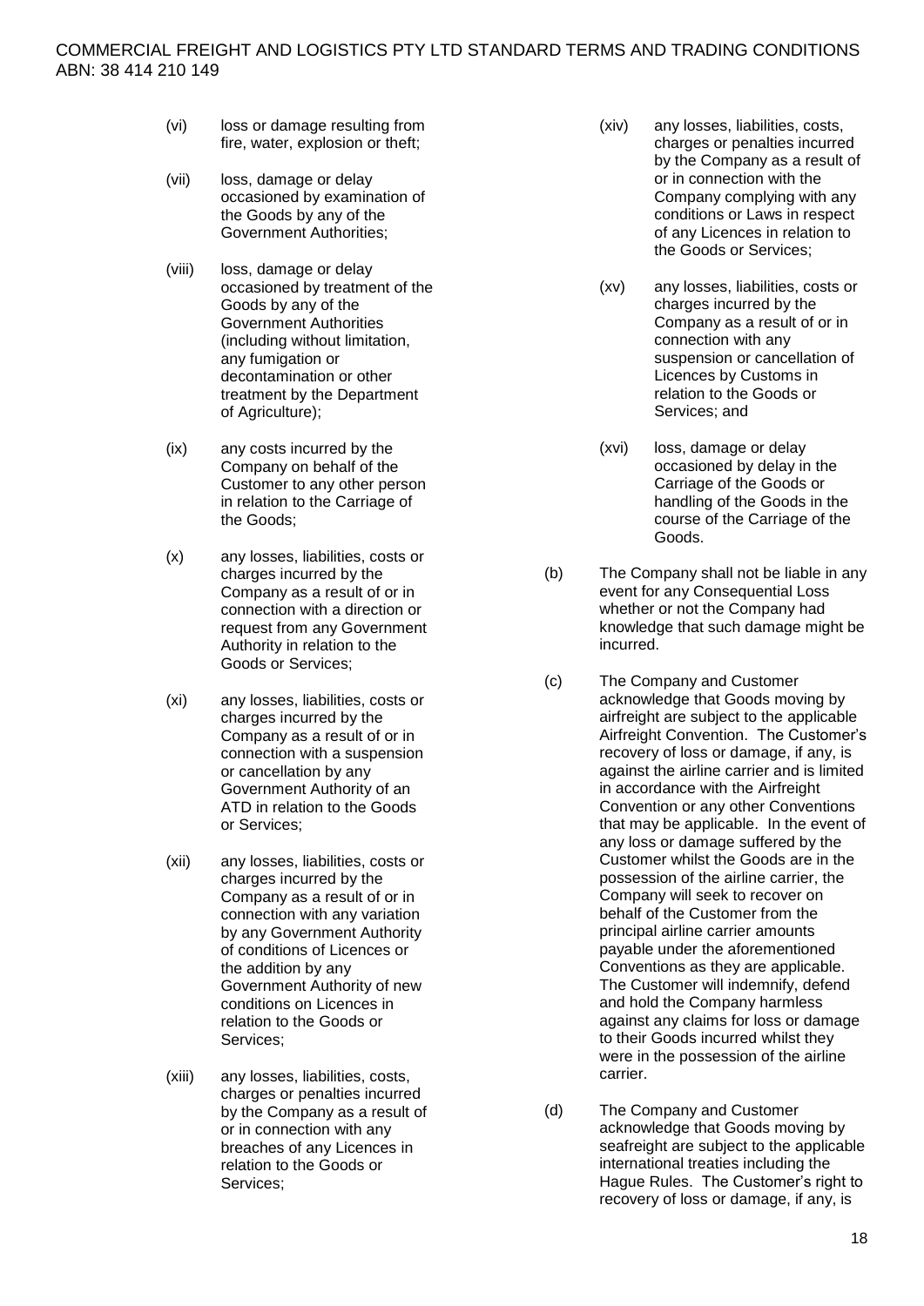(vi) loss or damage resulting from fire, water, explosion or theft;

(vii) loss, damage or delay occasioned by examination of the Goods by any of the Government Authorities;

(viii) loss, damage or delay occasioned by treatment of the Goods by any of the Government Authorities (including without limitation, any fumigation or decontamination or other treatment by the Department of Agriculture);

(ix) any costs incurred by the Company on behalf of the Customer to any other person in relation to the Carriage of the Goods;

(x) any losses, liabilities, costs or charges incurred by the Company as a result of or in connection with a direction or request from any Government Authority in relation to the Goods or Services;

(xi) any losses, liabilities, costs or charges incurred by the Company as a result of or in connection with a suspension or cancellation by any Government Authority of an ATD in relation to the Goods or Services;

(xii) any losses, liabilities, costs or charges incurred by the Company as a result of or in connection with any variation by any Government Authority of conditions of Licences or the addition by any Government Authority of new conditions on Licences in relation to the Goods or Services;

(xiii) any losses, liabilities, costs, charges or penalties incurred by the Company as a result of or in connection with any breaches of any Licences in relation to the Goods or Services;

(xiv) any losses, liabilities, costs, charges or penalties incurred by the Company as a result of or in connection with the Company complying with any conditions or Laws in respect of any Licences in relation to the Goods or Services;

(xv) any losses, liabilities, costs or charges incurred by the Company as a result of or in connection with any suspension or cancellation of Licences by Customs in relation to the Goods or Services; and

(xvi) loss, damage or delay occasioned by delay in the Carriage of the Goods or handling of the Goods in the course of the Carriage of the Goods.

(b) The Company shall not be liable in any event for any Consequential Loss whether or not the Company had knowledge that such damage might be incurred.

(c) The Company and Customer acknowledge that Goods moving by airfreight are subject to the applicable Airfreight Convention. The Customer's recovery of loss or damage, if any, is against the airline carrier and is limited in accordance with the Airfreight Convention or any other Conventions that may be applicable. In the event of any loss or damage suffered by the Customer whilst the Goods are in the possession of the airline carrier, the Company will seek to recover on behalf of the Customer from the principal airline carrier amounts payable under the aforementioned Conventions as they are applicable. The Customer will indemnify, defend and hold the Company harmless against any claims for loss or damage to their Goods incurred whilst they were in the possession of the airline carrier.

(d) The Company and Customer acknowledge that Goods moving by seafreight are subject to the applicable international treaties including the Hague Rules. The Customer's right to recovery of loss or damage, if any, is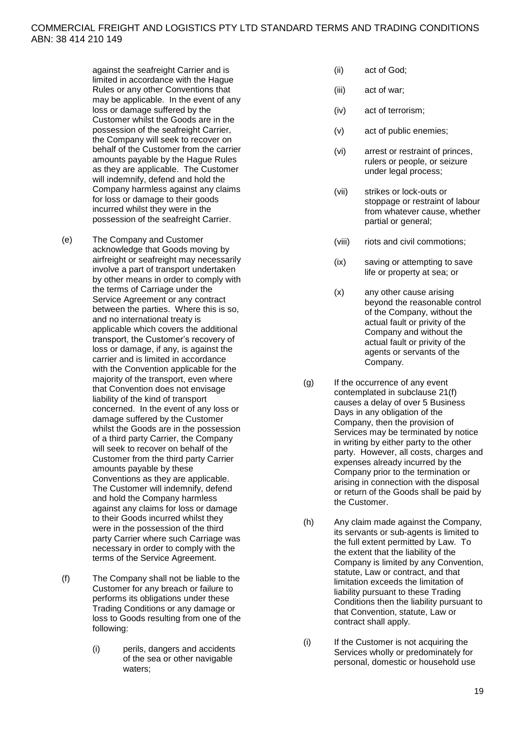against the seafreight Carrier and is limited in accordance with the Hague Rules or any other Conventions that may be applicable. In the event of any loss or damage suffered by the Customer whilst the Goods are in the possession of the seafreight Carrier, the Company will seek to recover on behalf of the Customer from the carrier amounts payable by the Hague Rules as they are applicable. The Customer will indemnify, defend and hold the Company harmless against any claims for loss or damage to their goods incurred whilst they were in the possession of the seafreight Carrier.

(e) The Company and Customer acknowledge that Goods moving by airfreight or seafreight may necessarily involve a part of transport undertaken by other means in order to comply with the terms of Carriage under the Service Agreement or any contract between the parties. Where this is so, and no international treaty is applicable which covers the additional transport, the Customer's recovery of loss or damage, if any, is against the carrier and is limited in accordance with the Convention applicable for the majority of the transport, even where that Convention does not envisage liability of the kind of transport concerned. In the event of any loss or damage suffered by the Customer whilst the Goods are in the possession of a third party Carrier, the Company will seek to recover on behalf of the Customer from the third party Carrier amounts payable by these Conventions as they are applicable. The Customer will indemnify, defend and hold the Company harmless against any claims for loss or damage to their Goods incurred whilst they were in the possession of the third party Carrier where such Carriage was necessary in order to comply with the terms of the Service Agreement.

(f) The Company shall not be liable to the Customer for any breach or failure to performs its obligations under these Trading Conditions or any damage or loss to Goods resulting from one of the following:

(i) perils, dangers and accidents of the sea or other navigable waters;

(ii) act of God;

(iii) act of war;

(iv) act of terrorism;

(v) act of public enemies;

(vi) arrest or restraint of princes, rulers or people, or seizure under legal process;

(vii) strikes or lock-outs or stoppage or restraint of labour from whatever cause, whether partial or general;

(viii) riots and civil commotions;

(ix) saving or attempting to save life or property at sea; or

(x) any other cause arising beyond the reasonable control of the Company, without the actual fault or privity of the Company and without the actual fault or privity of the agents or servants of the Company.

(g) If the occurrence of any event contemplated in subclause 21(f) causes a delay of over 5 Business Days in any obligation of the Company, then the provision of Services may be terminated by notice in writing by either party to the other party. However, all costs, charges and expenses already incurred by the Company prior to the termination or arising in connection with the disposal or return of the Goods shall be paid by the Customer.

(h) Any claim made against the Company, its servants or sub-agents is limited to the full extent permitted by Law. To the extent that the liability of the Company is limited by any Convention, statute, Law or contract, and that limitation exceeds the limitation of liability pursuant to these Trading Conditions then the liability pursuant to that Convention, statute, Law or contract shall apply.

(i) If the Customer is not acquiring the Services wholly or predominately for personal, domestic or household use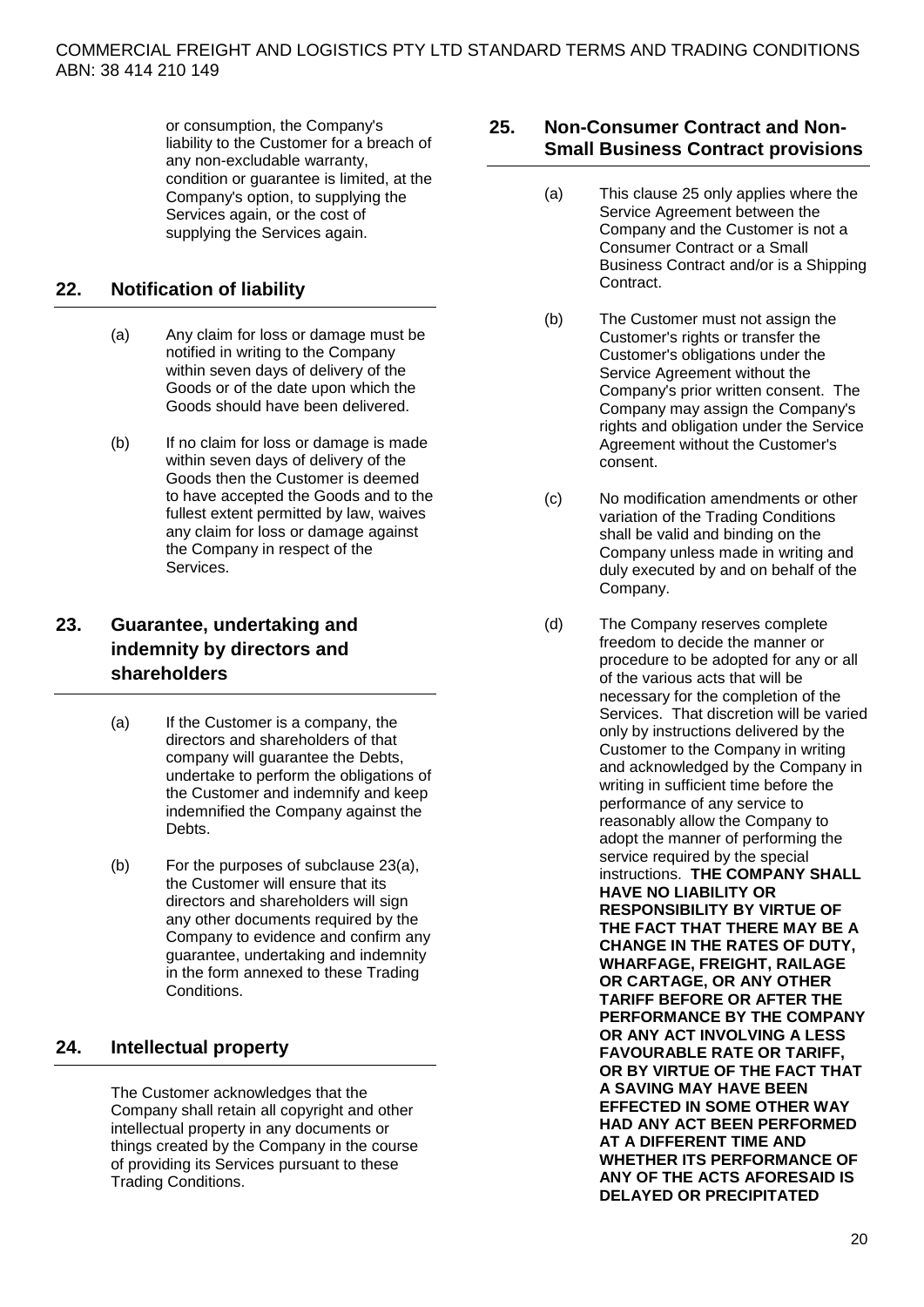or consumption, the Company's liability to the Customer for a breach of any non-excludable warranty, condition or guarantee is limited, at the Company's option, to supplying the Services again, or the cost of supplying the Services again.

## 22. Notification of liability

(a) Any claim for loss or damage must be notified in writing to the Company within seven days of delivery of the Goods or of the date upon which the Goods should have been delivered.

(b) If no claim for loss or damage is made within seven days of delivery of the Goods then the Customer is deemed to have accepted the Goods and to the fullest extent permitted by law, waives any claim for loss or damage against the Company in respect of the Services.

## 23. Guarantee, undertaking and indemnity by directors and shareholders

(a) If the Customer is a company, the directors and shareholders of that company will guarantee the Debts, undertake to perform the obligations of the Customer and indemnify and keep indemnified the Company against the Debts.

(b) For the purposes of subclause 23(a), the Customer will ensure that its directors and shareholders will sign any other documents required by the Company to evidence and confirm any guarantee, undertaking and indemnity in the form annexed to these Trading Conditions.

## 24. Intellectual property

The Customer acknowledges that the Company shall retain all copyright and other intellectual property in any documents or things created by the Company in the course of providing its Services pursuant to these Trading Conditions.

## 25. Non-Consumer Contract and Non-Small Business Contract provisions

(a) This clause 25 only applies where the Service Agreement between the Company and the Customer is not a Consumer Contract or a Small Business Contract and/or is a Shipping Contract.

(b) The Customer must not assign the Customer's rights or transfer the Customer's obligations under the Service Agreement without the Company's prior written consent. The Company may assign the Company's rights and obligation under the Service Agreement without the Customer's consent.

(c) No modification amendments or other variation of the Trading Conditions shall be valid and binding on the Company unless made in writing and duly executed by and on behalf of the Company.

(d) The Company reserves complete freedom to decide the manner or procedure to be adopted for any or all of the various acts that will be necessary for the completion of the Services. That discretion will be varied only by instructions delivered by the Customer to the Company in writing and acknowledged by the Company in writing in sufficient time before the performance of any service to reasonably allow the Company to adopt the manner of performing the service required by the special instructions. **THE COMPANY SHALL HAVE NO LIABILITY OR RESPONSIBILITY BY VIRTUE OF THE FACT THAT THERE MAY BE A CHANGE IN THE RATES OF DUTY, WHARFAGE, FREIGHT, RAILAGE OR CARTAGE, OR ANY OTHER TARIFF BEFORE OR AFTER THE PERFORMANCE BY THE COMPANY OR ANY ACT INVOLVING A LESS FAVOURABLE RATE OR TARIFF, OR BY VIRTUE OF THE FACT THAT A SAVING MAY HAVE BEEN EFFECTED IN SOME OTHER WAY HAD ANY ACT BEEN PERFORMED AT A DIFFERENT TIME AND WHETHER ITS PERFORMANCE OF ANY OF THE ACTS AFORESAID IS DELAYED OR PRECIPITATED**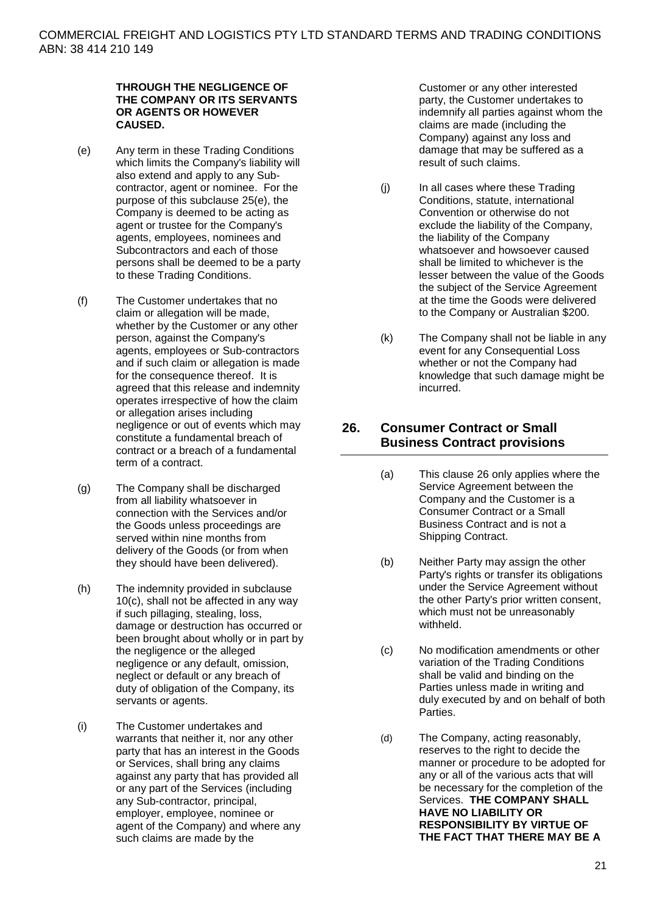**THROUGH THE NEGLIGENCE OF THE COMPANY OR ITS SERVANTS OR AGENTS OR HOWEVER CAUSED.**

(e) Any term in these Trading Conditions which limits the Company's liability will also extend and apply to any Sub-contractor, agent or nominee. For the purpose of this subclause 25(e), the Company is deemed to be acting as agent or trustee for the Company's agents, employees, nominees and Subcontractors and each of those persons shall be deemed to be a party to these Trading Conditions.

(f) The Customer undertakes that no claim or allegation will be made, whether by the Customer or any other person, against the Company's agents, employees or Sub-contractors and if such claim or allegation is made for the consequence thereof. It is agreed that this release and indemnity operates irrespective of how the claim or allegation arises including negligence or out of events which may constitute a fundamental breach of contract or a breach of a fundamental term of a contract.

(g) The Company shall be discharged from all liability whatsoever in connection with the Services and/or the Goods unless proceedings are served within nine months from delivery of the Goods (or from when they should have been delivered).

(h) The indemnity provided in subclause 10(c), shall not be affected in any way if such pillaging, stealing, loss, damage or destruction has occurred or been brought about wholly or in part by the negligence or the alleged negligence or any default, omission, neglect or default or any breach of duty of obligation of the Company, its servants or agents.

(i) The Customer undertakes and warrants that neither it, nor any other party that has an interest in the Goods or Services, shall bring any claims against any party that has provided all or any part of the Services (including any Sub-contractor, principal, employer, employee, nominee or agent of the Company) and where any such claims are made by the Customer or any other interested party, the Customer undertakes to indemnify all parties against whom the claims are made (including the Company) against any loss and damage that may be suffered as a result of such claims.

(j) In all cases where these Trading Conditions, statute, international Convention or otherwise do not exclude the liability of the Company, the liability of the Company whatsoever and howsoever caused shall be limited to whichever is the lesser between the value of the Goods the subject of the Service Agreement at the time the Goods were delivered to the Company or Australian $200.

(k) The Company shall not be liable in any event for any Consequential Loss whether or not the Company had knowledge that such damage might be incurred.

## 26. Consumer Contract or Small Business Contract provisions

(a) This clause 26 only applies where the Service Agreement between the Company and the Customer is a Consumer Contract or a Small Business Contract and is not a Shipping Contract.

(b) Neither Party may assign the other Party's rights or transfer its obligations under the Service Agreement without the other Party's prior written consent, which must not be unreasonably withheld.

(c) No modification amendments or other variation of the Trading Conditions shall be valid and binding on the Parties unless made in writing and duly executed by and on behalf of both Parties.

(d) The Company, acting reasonably, reserves to the right to decide the manner or procedure to be adopted for any or all of the various acts that will be necessary for the completion of the Services. **THE COMPANY SHALL HAVE NO LIABILITY OR RESPONSIBILITY BY VIRTUE OF THE FACT THAT THERE MAY BE A**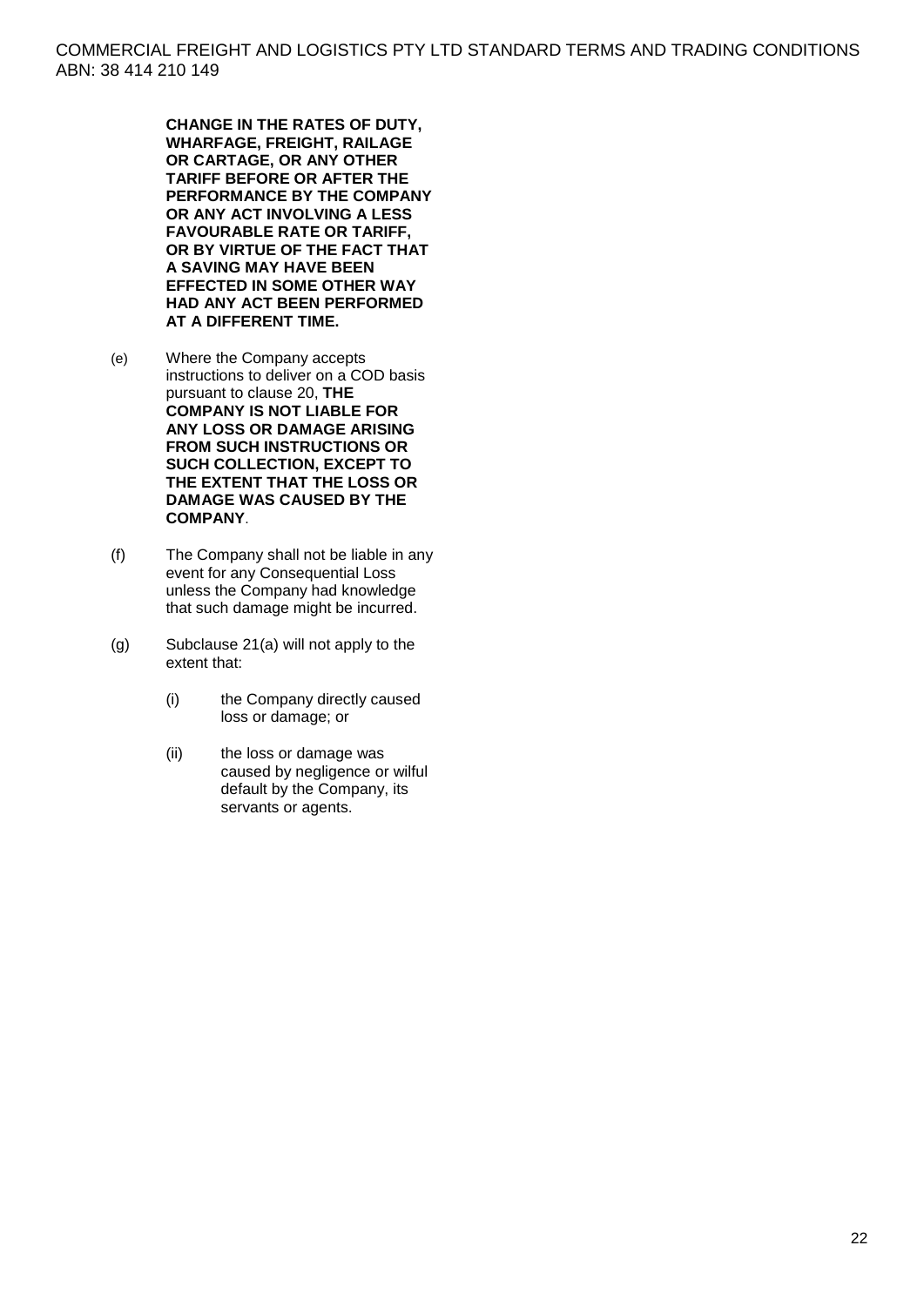**CHANGE IN THE RATES OF DUTY, WHARFAGE, FREIGHT, RAILAGE OR CARTAGE, OR ANY OTHER TARIFF BEFORE OR AFTER THE PERFORMANCE BY THE COMPANY OR ANY ACT INVOLVING A LESS FAVOURABLE RATE OR TARIFF, OR BY VIRTUE OF THE FACT THAT A SAVING MAY HAVE BEEN EFFECTED IN SOME OTHER WAY HAD ANY ACT BEEN PERFORMED AT A DIFFERENT TIME.**

(e) Where the Company accepts instructions to deliver on a COD basis pursuant to clause 20, **THE COMPANY IS NOT LIABLE FOR ANY LOSS OR DAMAGE ARISING FROM SUCH INSTRUCTIONS OR SUCH COLLECTION, EXCEPT TO THE EXTENT THAT THE LOSS OR DAMAGE WAS CAUSED BY THE COMPANY**.

(f) The Company shall not be liable in any event for any Consequential Loss unless the Company had knowledge that such damage might be incurred.

(g) Subclause 21(a) will not apply to the extent that:

- (i) the Company directly caused loss or damage; or
- (ii) the loss or damage was caused by negligence or wilful default by the Company, its servants or agents.